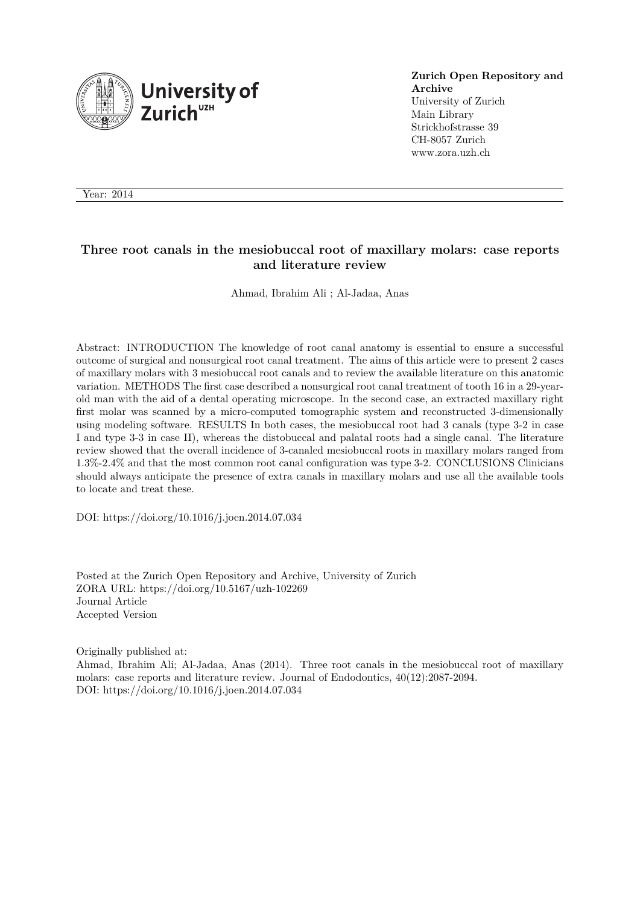**Zurich Open Repository and Archive**
University of Zurich
Main Library
Strickhofstrasse 39
CH-8057 Zurich
www.zora.uzh.ch

Year: 2014

# Three root canals in the mesiobuccal root of maxillary molars: case reports and literature review

Ahmad, Ibrahim Ali ; Al-Jadaa, Anas

Abstract: INTRODUCTION The knowledge of root canal anatomy is essential to ensure a successful outcome of surgical and nonsurgical root canal treatment. The aims of this article were to present 2 cases of maxillary molars with 3 mesiobuccal root canals and to review the available literature on this anatomic variation. METHODS The first case described a nonsurgical root canal treatment of tooth 16 in a 29-year-old man with the aid of a dental operating microscope. In the second case, an extracted maxillary right first molar was scanned by a micro-computed tomographic system and reconstructed 3-dimensionally using modeling software. RESULTS In both cases, the mesiobuccal root had 3 canals (type 3-2 in case I and type 3-3 in case II), whereas the distobuccal and palatal roots had a single canal. The literature review showed that the overall incidence of 3-canaled mesiobuccal roots in maxillary molars ranged from 1.3%-2.4% and that the most common root canal configuration was type 3-2. CONCLUSIONS Clinicians should always anticipate the presence of extra canals in maxillary molars and use all the available tools to locate and treat these.

DOI: https://doi.org/10.1016/j.joen.2014.07.034

Posted at the Zurich Open Repository and Archive, University of Zurich
ZORA URL: https://doi.org/10.5167/uzh-102269
Journal Article
Accepted Version

Originally published at:
Ahmad, Ibrahim Ali; Al-Jadaa, Anas (2014). Three root canals in the mesiobuccal root of maxillary molars: case reports and literature review. Journal of Endodontics, 40(12):2087-2094.
DOI: https://doi.org/10.1016/j.joen.2014.07.034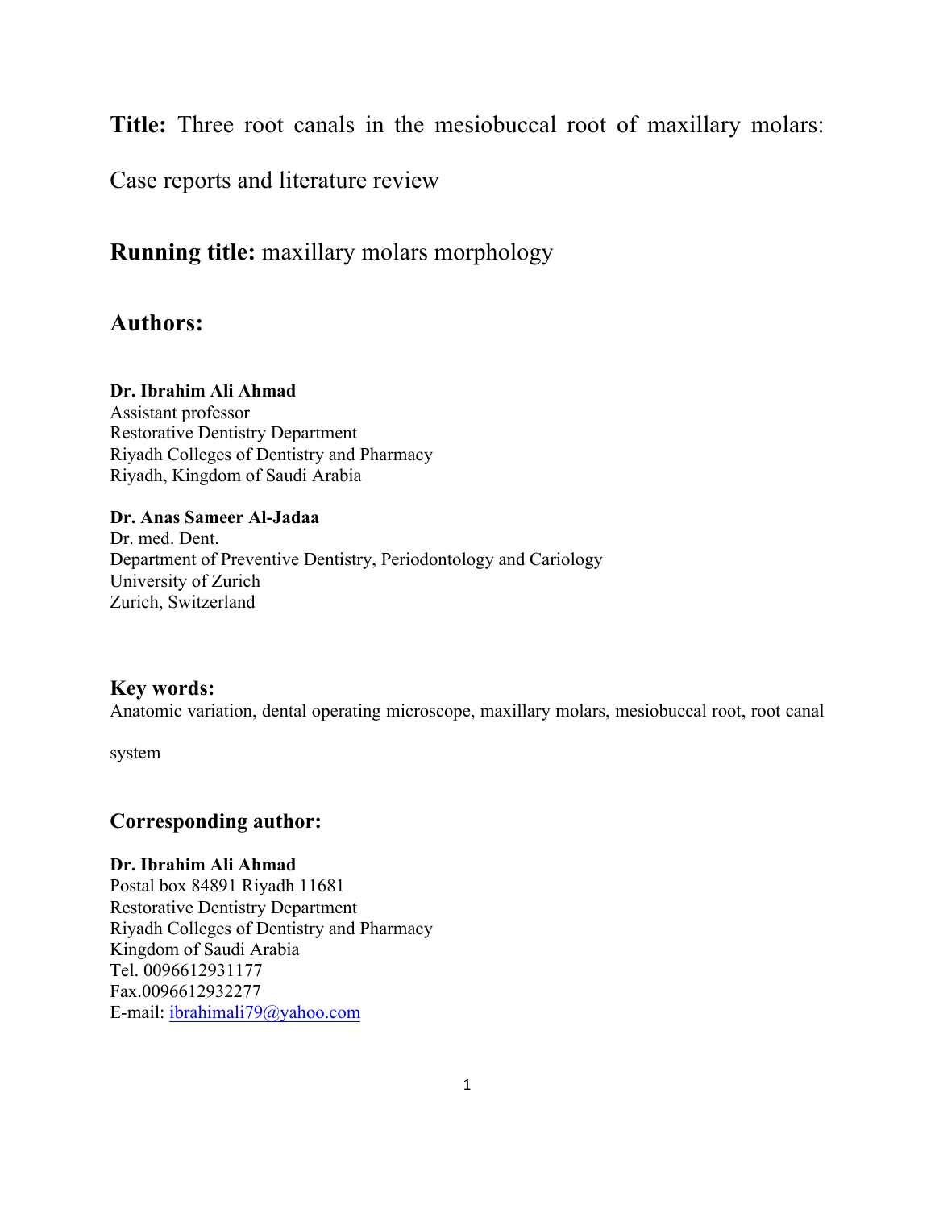**Title:** Three root canals in the mesiobuccal root of maxillary molars: Case reports and literature review

**Running title:** maxillary molars morphology

## Authors:

**Dr. Ibrahim Ali Ahmad**
Assistant professor
Restorative Dentistry Department
Riyadh Colleges of Dentistry and Pharmacy
Riyadh, Kingdom of Saudi Arabia

**Dr. Anas Sameer Al-Jadaa**
Dr. med. Dent.
Department of Preventive Dentistry, Periodontology and Cariology
University of Zurich
Zurich, Switzerland

## Key words:

Anatomic variation, dental operating microscope, maxillary molars, mesiobuccal root, root canal system

## Corresponding author:

**Dr. Ibrahim Ali Ahmad**
Postal box 84891 Riyadh 11681
Restorative Dentistry Department
Riyadh Colleges of Dentistry and Pharmacy
Kingdom of Saudi Arabia
Tel. 0096612931177
Fax.0096612932277
E-mail: ibrahimali79@yahoo.com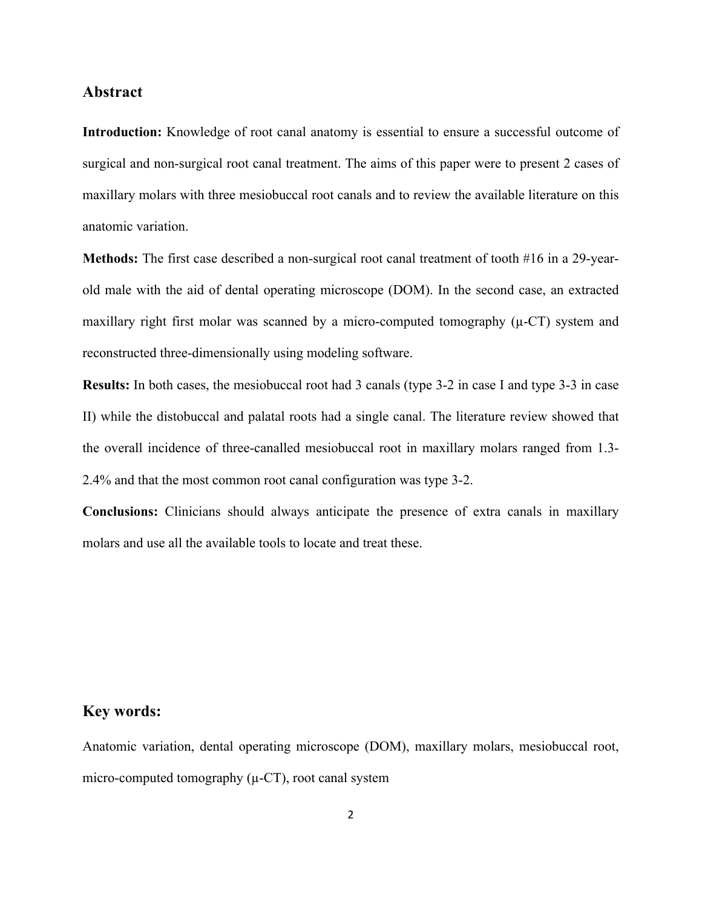## Abstract

**Introduction:** Knowledge of root canal anatomy is essential to ensure a successful outcome of surgical and non-surgical root canal treatment. The aims of this paper were to present 2 cases of maxillary molars with three mesiobuccal root canals and to review the available literature on this anatomic variation.

**Methods:** The first case described a non-surgical root canal treatment of tooth #16 in a 29-year-old male with the aid of dental operating microscope (DOM). In the second case, an extracted maxillary right first molar was scanned by a micro-computed tomography (μ-CT) system and reconstructed three-dimensionally using modeling software.

**Results:** In both cases, the mesiobuccal root had 3 canals (type 3-2 in case I and type 3-3 in case II) while the distobuccal and palatal roots had a single canal. The literature review showed that the overall incidence of three-canalled mesiobuccal root in maxillary molars ranged from 1.3-2.4% and that the most common root canal configuration was type 3-2.

**Conclusions:** Clinicians should always anticipate the presence of extra canals in maxillary molars and use all the available tools to locate and treat these.

## Key words:

Anatomic variation, dental operating microscope (DOM), maxillary molars, mesiobuccal root, micro-computed tomography (μ-CT), root canal system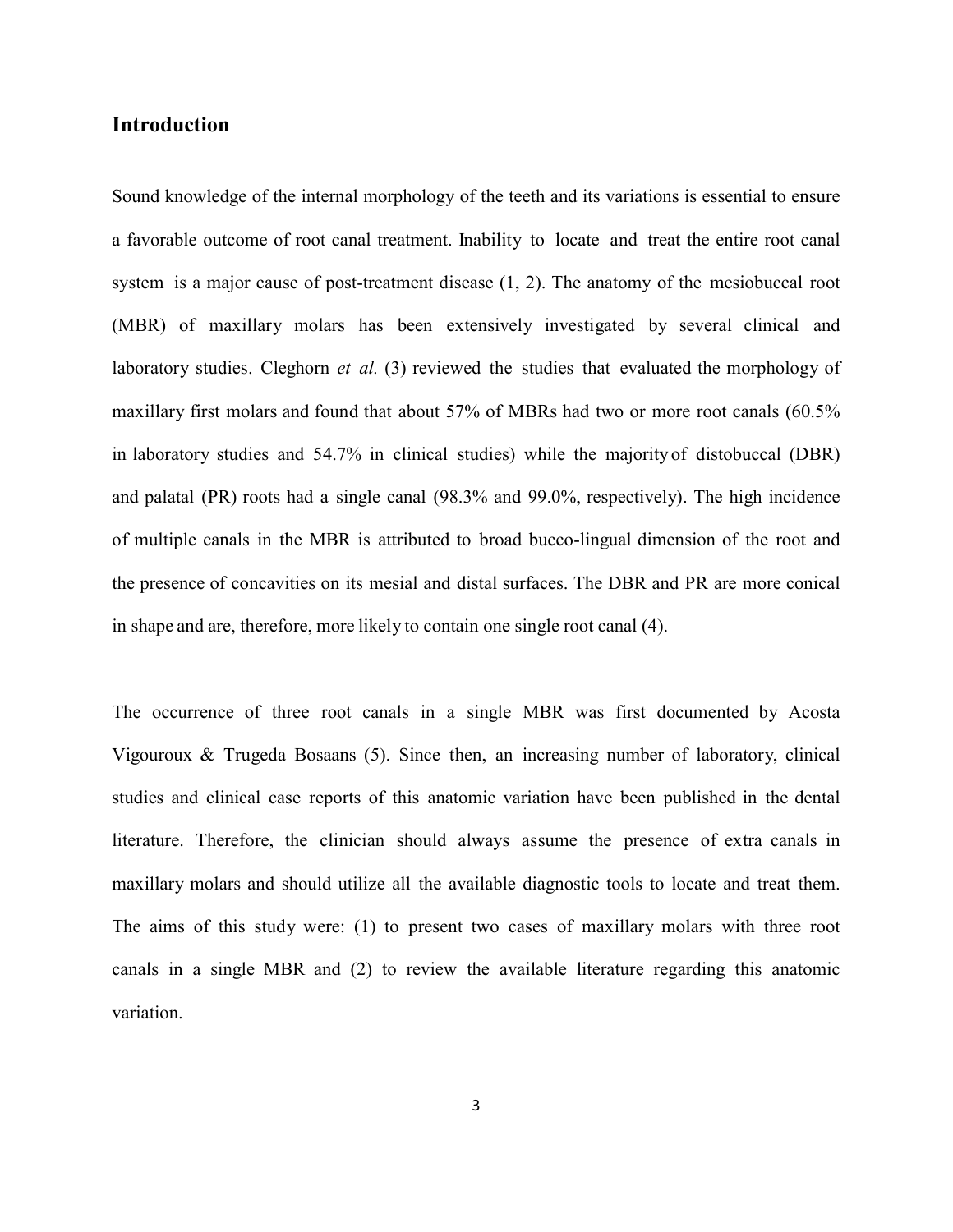## Introduction

Sound knowledge of the internal morphology of the teeth and its variations is essential to ensure a favorable outcome of root canal treatment. Inability to locate and treat the entire root canal system is a major cause of post-treatment disease (1, 2). The anatomy of the mesiobuccal root (MBR) of maxillary molars has been extensively investigated by several clinical and laboratory studies. Cleghorn *et al.* (3) reviewed the studies that evaluated the morphology of maxillary first molars and found that about 57% of MBRs had two or more root canals (60.5% in laboratory studies and 54.7% in clinical studies) while the majority of distobuccal (DBR) and palatal (PR) roots had a single canal (98.3% and 99.0%, respectively). The high incidence of multiple canals in the MBR is attributed to broad bucco-lingual dimension of the root and the presence of concavities on its mesial and distal surfaces. The DBR and PR are more conical in shape and are, therefore, more likely to contain one single root canal (4).

The occurrence of three root canals in a single MBR was first documented by Acosta Vigouroux & Trugeda Bosaans (5). Since then, an increasing number of laboratory, clinical studies and clinical case reports of this anatomic variation have been published in the dental literature. Therefore, the clinician should always assume the presence of extra canals in maxillary molars and should utilize all the available diagnostic tools to locate and treat them. The aims of this study were: (1) to present two cases of maxillary molars with three root canals in a single MBR and (2) to review the available literature regarding this anatomic variation.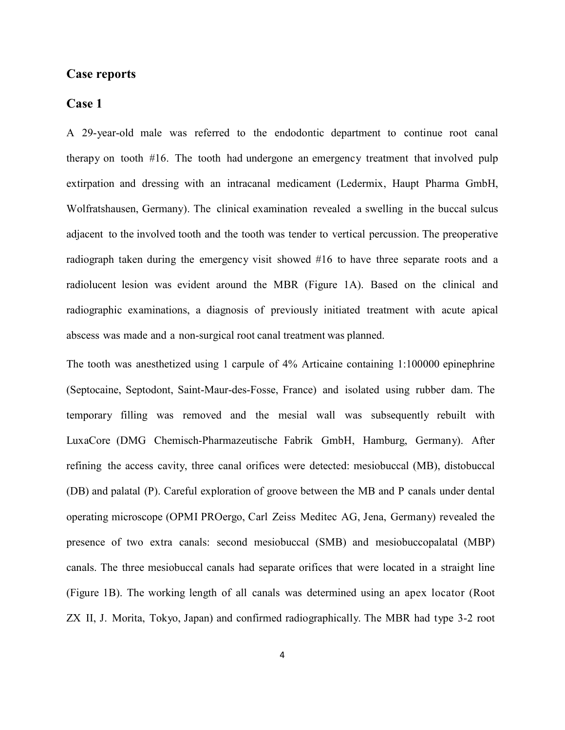## Case reports

### Case 1

A 29-year-old male was referred to the endodontic department to continue root canal therapy on tooth #16. The tooth had undergone an emergency treatment that involved pulp extirpation and dressing with an intracanal medicament (Ledermix, Haupt Pharma GmbH, Wolfratshausen, Germany). The clinical examination revealed a swelling in the buccal sulcus adjacent to the involved tooth and the tooth was tender to vertical percussion. The preoperative radiograph taken during the emergency visit showed #16 to have three separate roots and a radiolucent lesion was evident around the MBR (Figure 1A). Based on the clinical and radiographic examinations, a diagnosis of previously initiated treatment with acute apical abscess was made and a non-surgical root canal treatment was planned.

The tooth was anesthetized using 1 carpule of 4% Articaine containing 1:100000 epinephrine (Septocaine, Septodont, Saint-Maur-des-Fosse, France) and isolated using rubber dam. The temporary filling was removed and the mesial wall was subsequently rebuilt with LuxaCore (DMG Chemisch-Pharmazeutische Fabrik GmbH, Hamburg, Germany). After refining the access cavity, three canal orifices were detected: mesiobuccal (MB), distobuccal (DB) and palatal (P). Careful exploration of groove between the MB and P canals under dental operating microscope (OPMI PROergo, Carl Zeiss Meditec AG, Jena, Germany) revealed the presence of two extra canals: second mesiobuccal (SMB) and mesiobuccopalatal (MBP) canals. The three mesiobuccal canals had separate orifices that were located in a straight line (Figure 1B). The working length of all canals was determined using an apex locator (Root ZX II, J. Morita, Tokyo, Japan) and confirmed radiographically. The MBR had type 3-2 root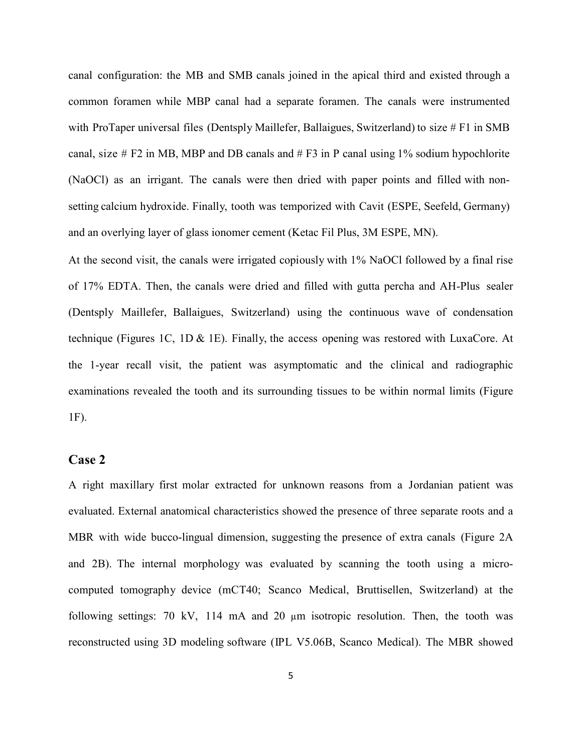canal configuration: the MB and SMB canals joined in the apical third and existed through a common foramen while MBP canal had a separate foramen. The canals were instrumented with ProTaper universal files (Dentsply Maillefer, Ballaigues, Switzerland) to size # F1 in SMB canal, size # F2 in MB, MBP and DB canals and # F3 in P canal using 1% sodium hypochlorite (NaOCl) as an irrigant. The canals were then dried with paper points and filled with non-setting calcium hydroxide. Finally, tooth was temporized with Cavit (ESPE, Seefeld, Germany) and an overlying layer of glass ionomer cement (Ketac Fil Plus, 3M ESPE, MN).

At the second visit, the canals were irrigated copiously with 1% NaOCl followed by a final rise of 17% EDTA. Then, the canals were dried and filled with gutta percha and AH-Plus sealer (Dentsply Maillefer, Ballaigues, Switzerland) using the continuous wave of condensation technique (Figures 1C, 1D & 1E). Finally, the access opening was restored with LuxaCore. At the 1-year recall visit, the patient was asymptomatic and the clinical and radiographic examinations revealed the tooth and its surrounding tissues to be within normal limits (Figure 1F).

## Case 2

A right maxillary first molar extracted for unknown reasons from a Jordanian patient was evaluated. External anatomical characteristics showed the presence of three separate roots and a MBR with wide bucco-lingual dimension, suggesting the presence of extra canals (Figure 2A and 2B). The internal morphology was evaluated by scanning the tooth using a micro-computed tomography device (mCT40; Scanco Medical, Bruttisellen, Switzerland) at the following settings: 70 kV, 114 mA and 20 μm isotropic resolution. Then, the tooth was reconstructed using 3D modeling software (IPL V5.06B, Scanco Medical). The MBR showed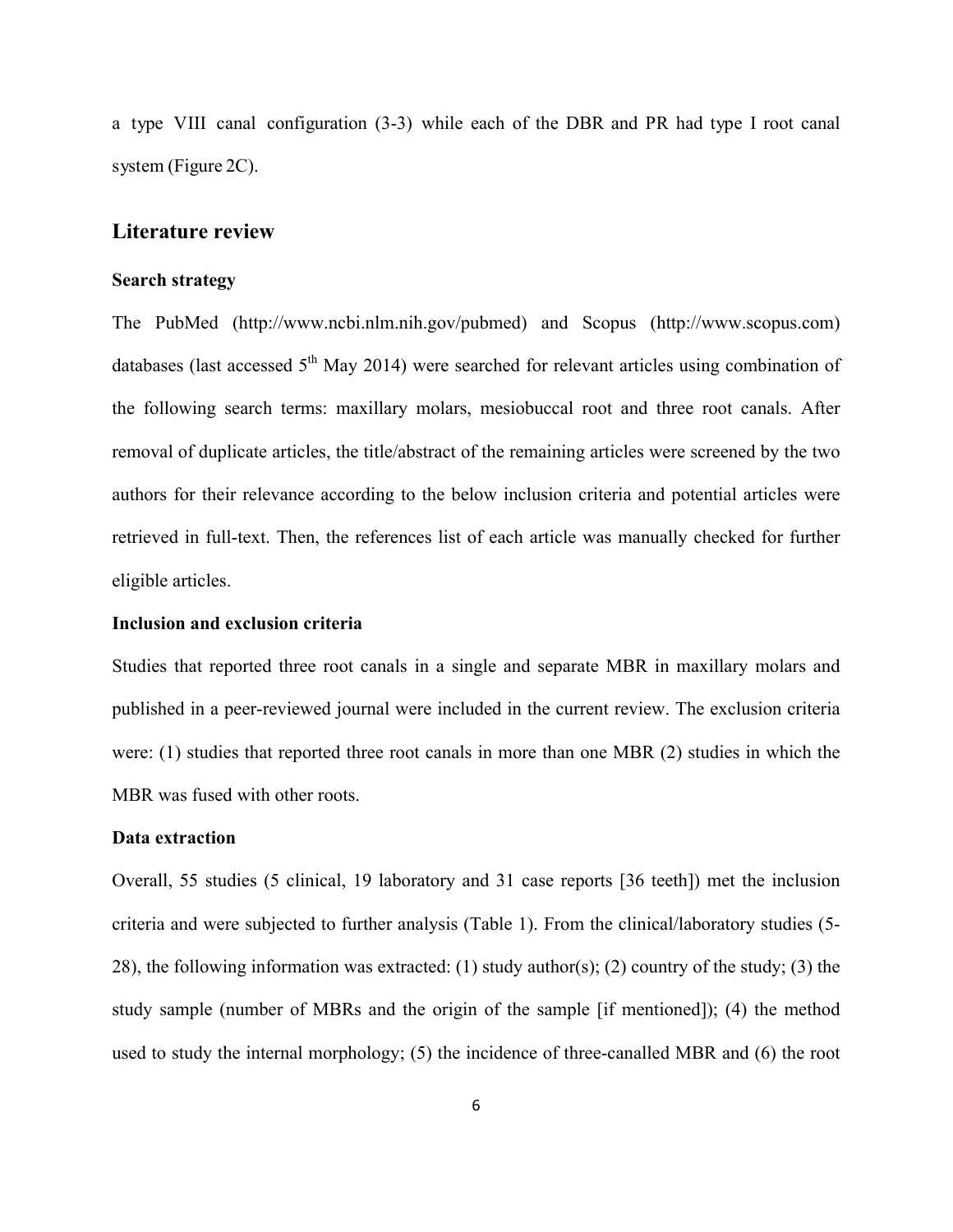a type VIII canal configuration (3-3) while each of the DBR and PR had type I root canal system (Figure 2C).

## Literature review

### Search strategy

The PubMed (http://www.ncbi.nlm.nih.gov/pubmed) and Scopus (http://www.scopus.com) databases (last accessed 5th May 2014) were searched for relevant articles using combination of the following search terms: maxillary molars, mesiobuccal root and three root canals. After removal of duplicate articles, the title/abstract of the remaining articles were screened by the two authors for their relevance according to the below inclusion criteria and potential articles were retrieved in full-text. Then, the references list of each article was manually checked for further eligible articles.

### Inclusion and exclusion criteria

Studies that reported three root canals in a single and separate MBR in maxillary molars and published in a peer-reviewed journal were included in the current review. The exclusion criteria were: (1) studies that reported three root canals in more than one MBR (2) studies in which the MBR was fused with other roots.

### Data extraction

Overall, 55 studies (5 clinical, 19 laboratory and 31 case reports [36 teeth]) met the inclusion criteria and were subjected to further analysis (Table 1). From the clinical/laboratory studies (5-28), the following information was extracted: (1) study author(s); (2) country of the study; (3) the study sample (number of MBRs and the origin of the sample [if mentioned]); (4) the method used to study the internal morphology; (5) the incidence of three-canalled MBR and (6) the root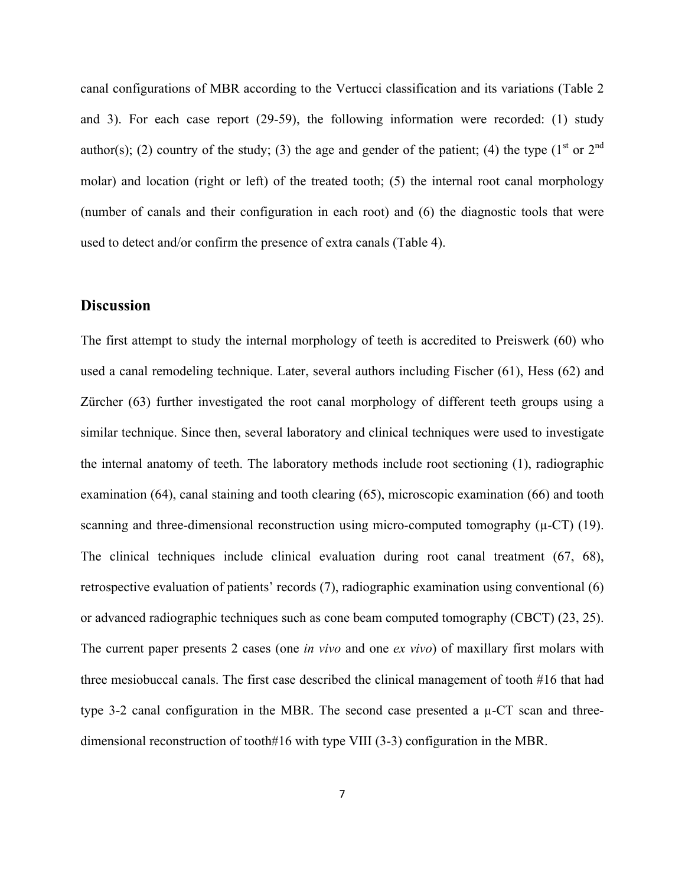canal configurations of MBR according to the Vertucci classification and its variations (Table 2 and 3). For each case report (29-59), the following information were recorded: (1) study author(s); (2) country of the study; (3) the age and gender of the patient; (4) the type (1st or 2nd molar) and location (right or left) of the treated tooth; (5) the internal root canal morphology (number of canals and their configuration in each root) and (6) the diagnostic tools that were used to detect and/or confirm the presence of extra canals (Table 4).

## Discussion

The first attempt to study the internal morphology of teeth is accredited to Preiswerk (60) who used a canal remodeling technique. Later, several authors including Fischer (61), Hess (62) and Zürcher (63) further investigated the root canal morphology of different teeth groups using a similar technique. Since then, several laboratory and clinical techniques were used to investigate the internal anatomy of teeth. The laboratory methods include root sectioning (1), radiographic examination (64), canal staining and tooth clearing (65), microscopic examination (66) and tooth scanning and three-dimensional reconstruction using micro-computed tomography (μ-CT) (19). The clinical techniques include clinical evaluation during root canal treatment (67, 68), retrospective evaluation of patients' records (7), radiographic examination using conventional (6) or advanced radiographic techniques such as cone beam computed tomography (CBCT) (23, 25). The current paper presents 2 cases (one *in vivo* and one *ex vivo*) of maxillary first molars with three mesiobuccal canals. The first case described the clinical management of tooth #16 that had type 3-2 canal configuration in the MBR. The second case presented a μ-CT scan and three-dimensional reconstruction of tooth#16 with type VIII (3-3) configuration in the MBR.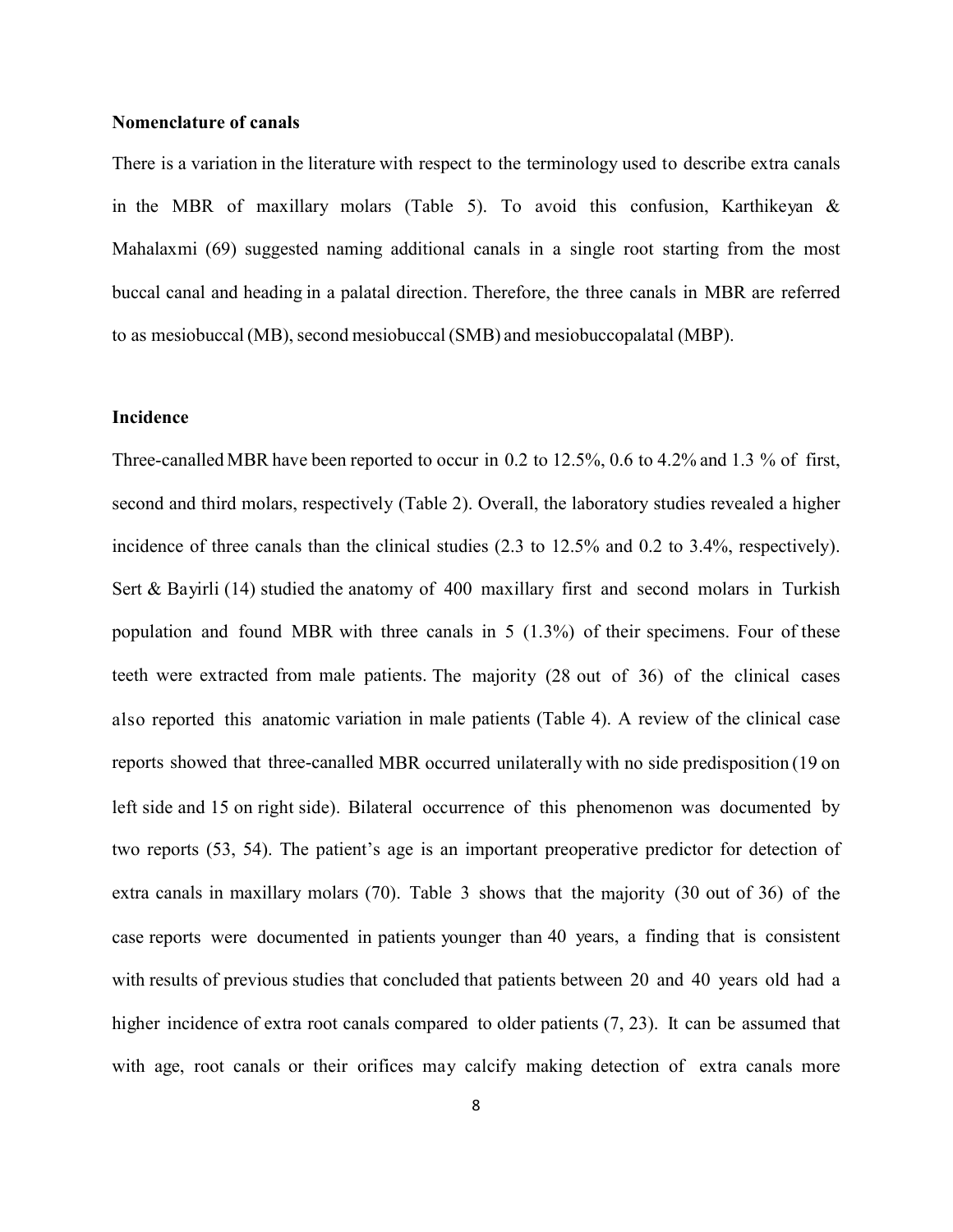**Nomenclature of canals**

There is a variation in the literature with respect to the terminology used to describe extra canals in the MBR of maxillary molars (Table 5). To avoid this confusion, Karthikeyan & Mahalaxmi (69) suggested naming additional canals in a single root starting from the most buccal canal and heading in a palatal direction. Therefore, the three canals in MBR are referred to as mesiobuccal (MB), second mesiobuccal (SMB) and mesiobuccopalatal (MBP).

**Incidence**

Three-canalled MBR have been reported to occur in 0.2 to 12.5%, 0.6 to 4.2% and 1.3 % of first, second and third molars, respectively (Table 2). Overall, the laboratory studies revealed a higher incidence of three canals than the clinical studies (2.3 to 12.5% and 0.2 to 3.4%, respectively). Sert & Bayirli (14) studied the anatomy of 400 maxillary first and second molars in Turkish population and found MBR with three canals in 5 (1.3%) of their specimens. Four of these teeth were extracted from male patients. The majority (28 out of 36) of the clinical cases also reported this anatomic variation in male patients (Table 4). A review of the clinical case reports showed that three-canalled MBR occurred unilaterally with no side predisposition (19 on left side and 15 on right side). Bilateral occurrence of this phenomenon was documented by two reports (53, 54). The patient's age is an important preoperative predictor for detection of extra canals in maxillary molars (70). Table 3 shows that the majority (30 out of 36) of the case reports were documented in patients younger than 40 years, a finding that is consistent with results of previous studies that concluded that patients between 20 and 40 years old had a higher incidence of extra root canals compared to older patients (7, 23). It can be assumed that with age, root canals or their orifices may calcify making detection of extra canals more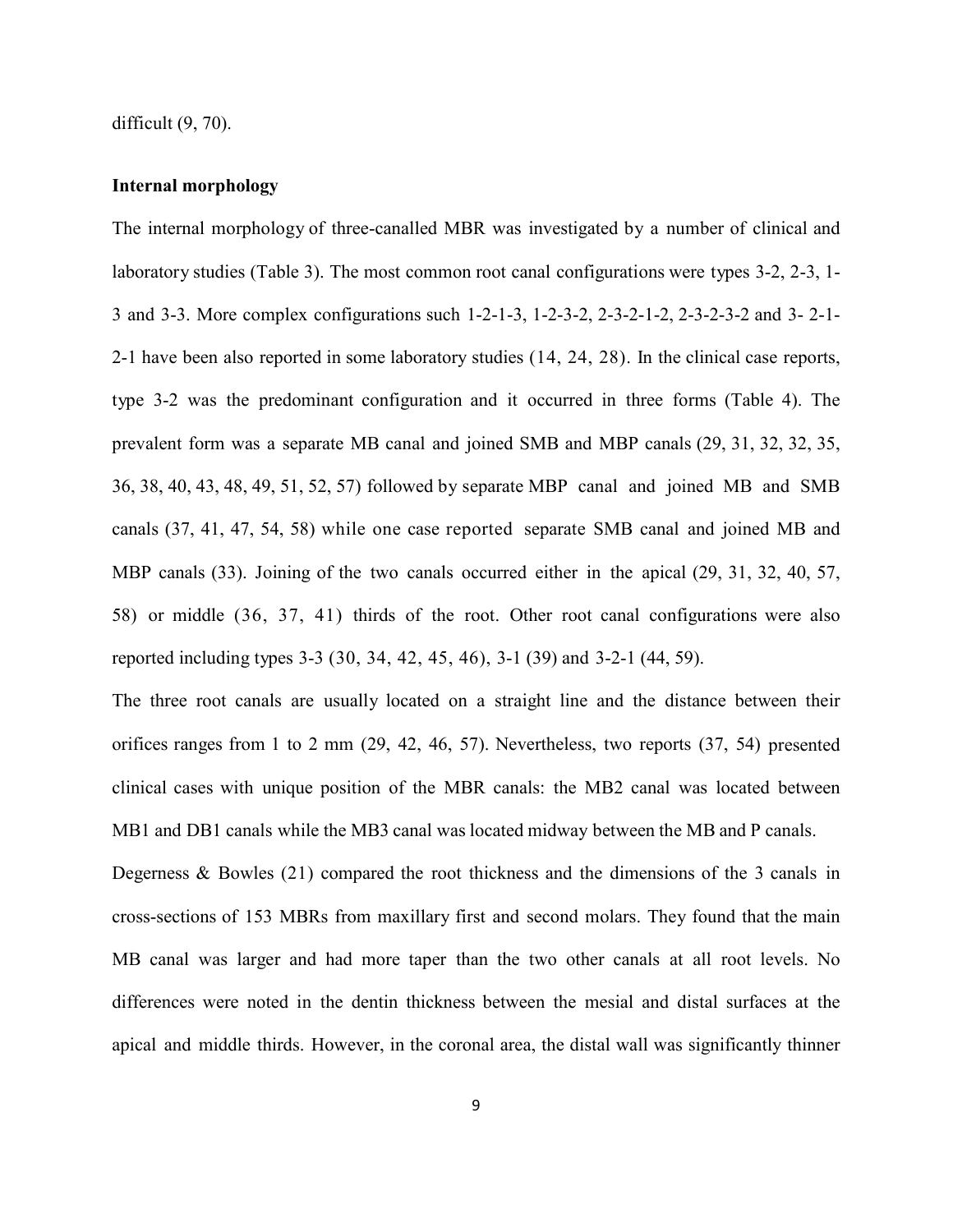difficult (9, 70).

**Internal morphology**

The internal morphology of three-canalled MBR was investigated by a number of clinical and laboratory studies (Table 3). The most common root canal configurations were types 3-2, 2-3, 1-3 and 3-3. More complex configurations such 1-2-1-3, 1-2-3-2, 2-3-2-1-2, 2-3-2-3-2 and 3- 2-1-2-1 have been also reported in some laboratory studies (14, 24, 28). In the clinical case reports, type 3-2 was the predominant configuration and it occurred in three forms (Table 4). The prevalent form was a separate MB canal and joined SMB and MBP canals (29, 31, 32, 32, 35, 36, 38, 40, 43, 48, 49, 51, 52, 57) followed by separate MBP canal and joined MB and SMB canals (37, 41, 47, 54, 58) while one case reported separate SMB canal and joined MB and MBP canals (33). Joining of the two canals occurred either in the apical (29, 31, 32, 40, 57, 58) or middle (36, 37, 41) thirds of the root. Other root canal configurations were also reported including types 3-3 (30, 34, 42, 45, 46), 3-1 (39) and 3-2-1 (44, 59).

The three root canals are usually located on a straight line and the distance between their orifices ranges from 1 to 2 mm (29, 42, 46, 57). Nevertheless, two reports (37, 54) presented clinical cases with unique position of the MBR canals: the MB2 canal was located between MB1 and DB1 canals while the MB3 canal was located midway between the MB and P canals.

Degerness & Bowles (21) compared the root thickness and the dimensions of the 3 canals in cross-sections of 153 MBRs from maxillary first and second molars. They found that the main MB canal was larger and had more taper than the two other canals at all root levels. No differences were noted in the dentin thickness between the mesial and distal surfaces at the apical and middle thirds. However, in the coronal area, the distal wall was significantly thinner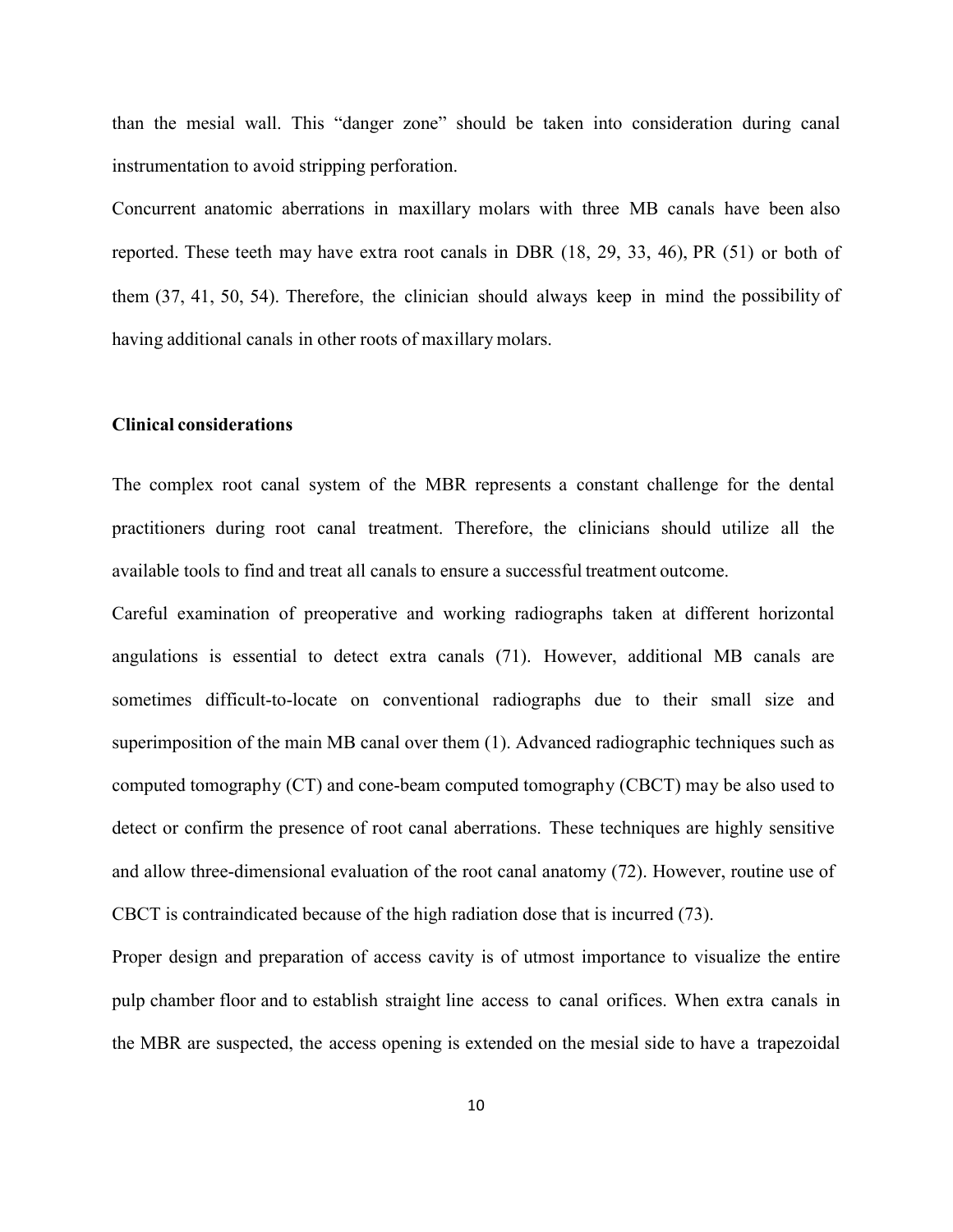than the mesial wall. This “danger zone” should be taken into consideration during canal instrumentation to avoid stripping perforation.

Concurrent anatomic aberrations in maxillary molars with three MB canals have been also reported. These teeth may have extra root canals in DBR (18, 29, 33, 46), PR (51) or both of them (37, 41, 50, 54). Therefore, the clinician should always keep in mind the possibility of having additional canals in other roots of maxillary molars.

**Clinical considerations**

The complex root canal system of the MBR represents a constant challenge for the dental practitioners during root canal treatment. Therefore, the clinicians should utilize all the available tools to find and treat all canals to ensure a successful treatment outcome.

Careful examination of preoperative and working radiographs taken at different horizontal angulations is essential to detect extra canals (71). However, additional MB canals are sometimes difficult-to-locate on conventional radiographs due to their small size and superimposition of the main MB canal over them (1). Advanced radiographic techniques such as computed tomography (CT) and cone-beam computed tomography (CBCT) may be also used to detect or confirm the presence of root canal aberrations. These techniques are highly sensitive and allow three-dimensional evaluation of the root canal anatomy (72). However, routine use of CBCT is contraindicated because of the high radiation dose that is incurred (73).

Proper design and preparation of access cavity is of utmost importance to visualize the entire pulp chamber floor and to establish straight line access to canal orifices. When extra canals in the MBR are suspected, the access opening is extended on the mesial side to have a trapezoidal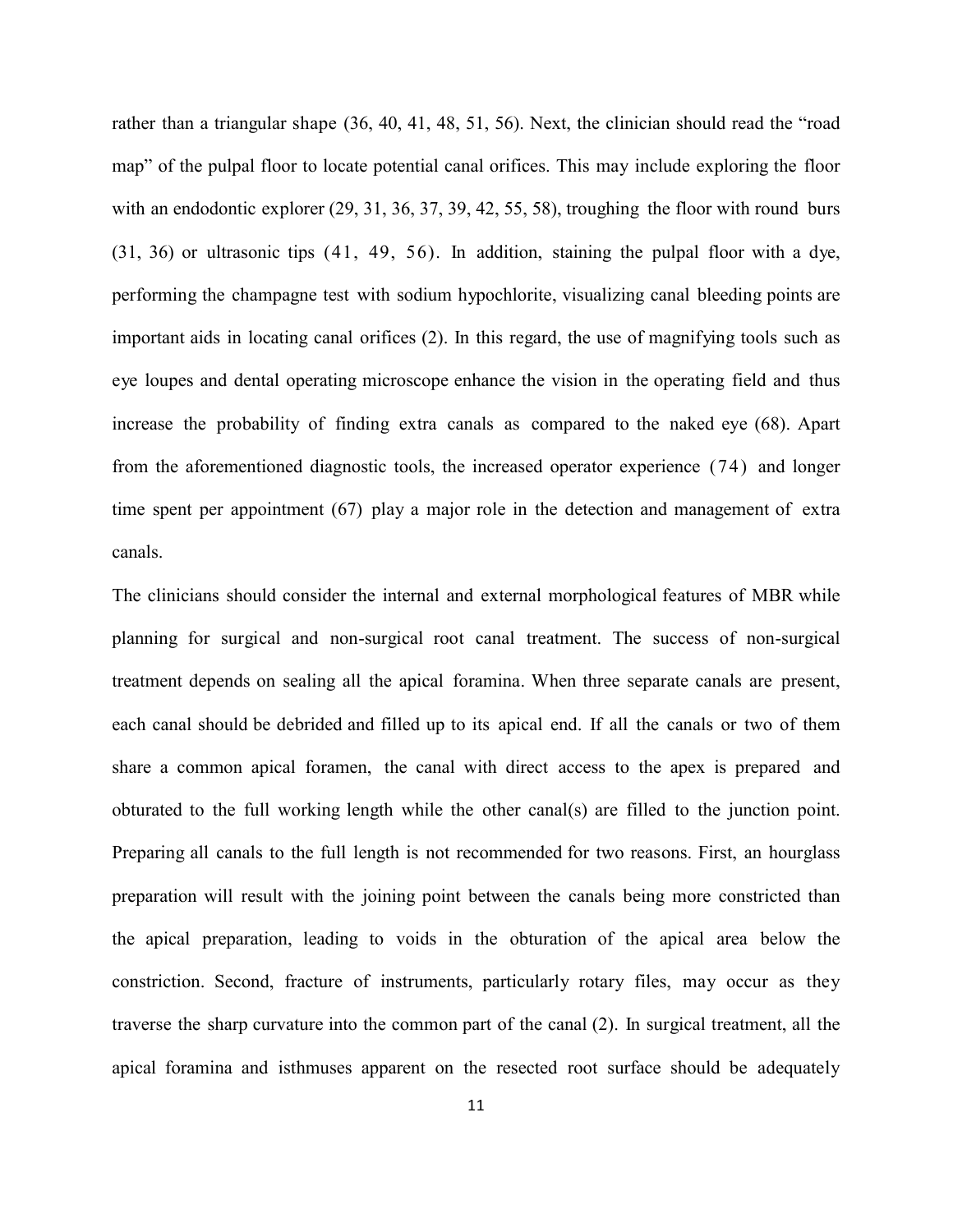rather than a triangular shape (36, 40, 41, 48, 51, 56). Next, the clinician should read the "road map" of the pulpal floor to locate potential canal orifices. This may include exploring the floor with an endodontic explorer (29, 31, 36, 37, 39, 42, 55, 58), troughing the floor with round burs (31, 36) or ultrasonic tips (41, 49, 56). In addition, staining the pulpal floor with a dye, performing the champagne test with sodium hypochlorite, visualizing canal bleeding points are important aids in locating canal orifices (2). In this regard, the use of magnifying tools such as eye loupes and dental operating microscope enhance the vision in the operating field and thus increase the probability of finding extra canals as compared to the naked eye (68). Apart from the aforementioned diagnostic tools, the increased operator experience (74) and longer time spent per appointment (67) play a major role in the detection and management of extra canals.

The clinicians should consider the internal and external morphological features of MBR while planning for surgical and non-surgical root canal treatment. The success of non-surgical treatment depends on sealing all the apical foramina. When three separate canals are present, each canal should be debrided and filled up to its apical end. If all the canals or two of them share a common apical foramen, the canal with direct access to the apex is prepared and obturated to the full working length while the other canal(s) are filled to the junction point. Preparing all canals to the full length is not recommended for two reasons. First, an hourglass preparation will result with the joining point between the canals being more constricted than the apical preparation, leading to voids in the obturation of the apical area below the constriction. Second, fracture of instruments, particularly rotary files, may occur as they traverse the sharp curvature into the common part of the canal (2). In surgical treatment, all the apical foramina and isthmuses apparent on the resected root surface should be adequately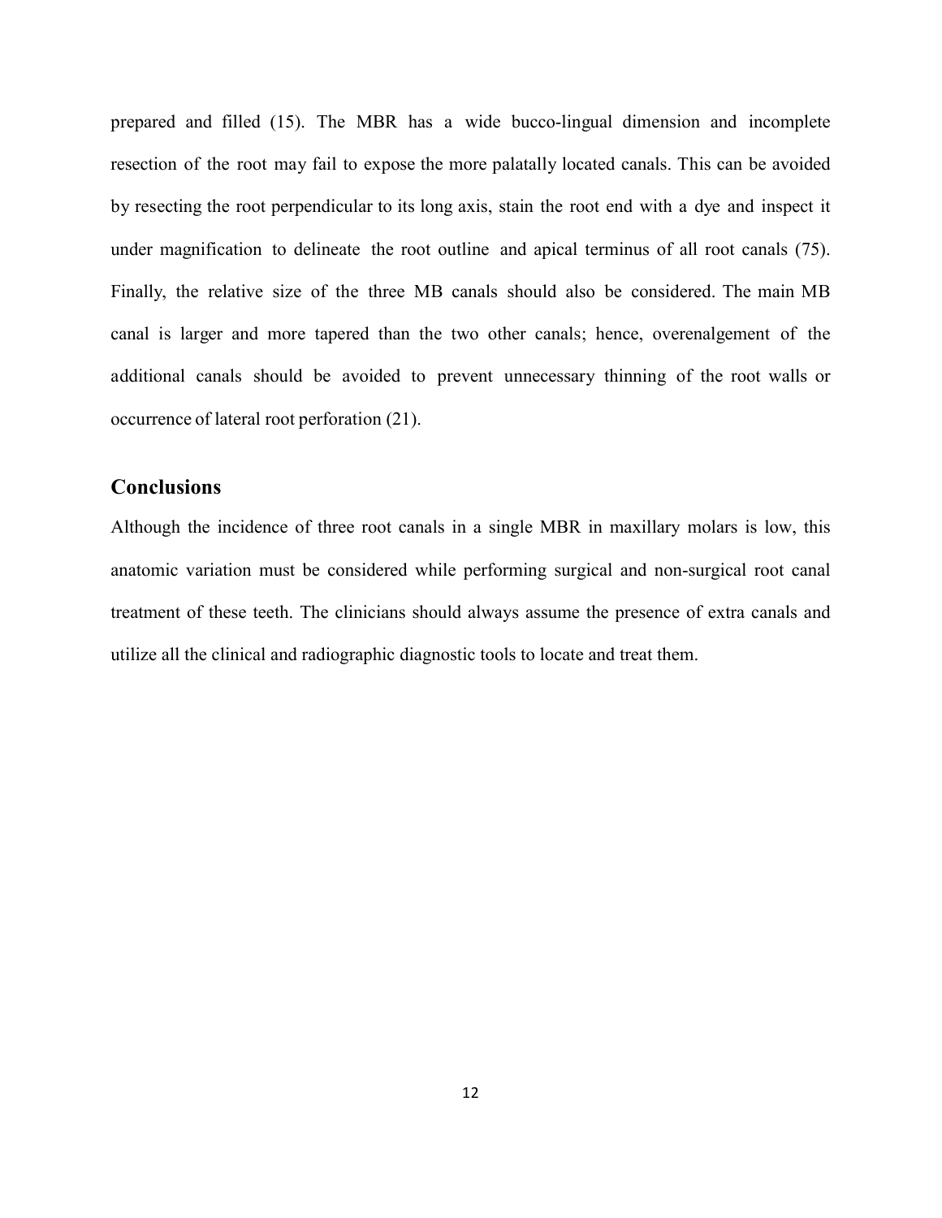prepared and filled (15). The MBR has a wide bucco-lingual dimension and incomplete resection of the root may fail to expose the more palatally located canals. This can be avoided by resecting the root perpendicular to its long axis, stain the root end with a dye and inspect it under magnification to delineate the root outline and apical terminus of all root canals (75). Finally, the relative size of the three MB canals should also be considered. The main MB canal is larger and more tapered than the two other canals; hence, overenalgement of the additional canals should be avoided to prevent unnecessary thinning of the root walls or occurrence of lateral root perforation (21).

## Conclusions

Although the incidence of three root canals in a single MBR in maxillary molars is low, this anatomic variation must be considered while performing surgical and non-surgical root canal treatment of these teeth. The clinicians should always assume the presence of extra canals and utilize all the clinical and radiographic diagnostic tools to locate and treat them.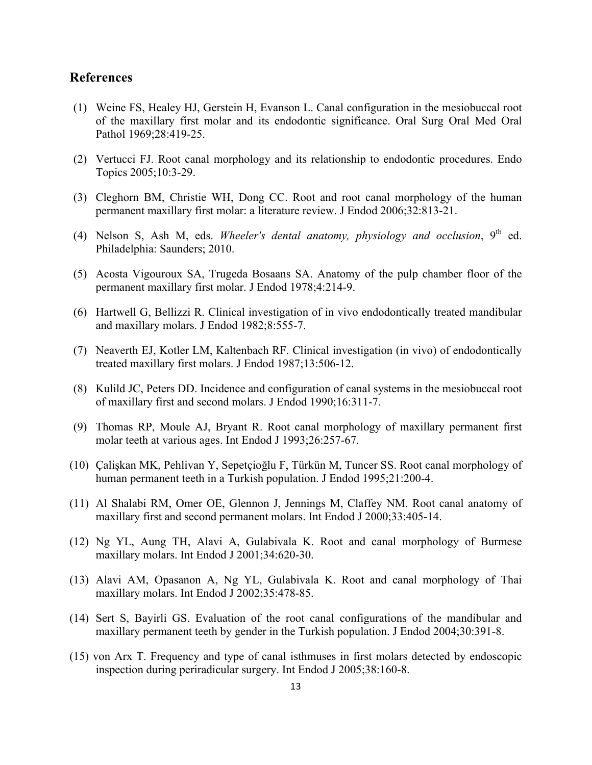## References

(1) Weine FS, Healey HJ, Gerstein H, Evanson L. Canal configuration in the mesiobuccal root of the maxillary first molar and its endodontic significance. Oral Surg Oral Med Oral Pathol 1969;28:419-25.

(2) Vertucci FJ. Root canal morphology and its relationship to endodontic procedures. Endo Topics 2005;10:3-29.

(3) Cleghorn BM, Christie WH, Dong CC. Root and root canal morphology of the human permanent maxillary first molar: a literature review. J Endod 2006;32:813-21.

(4) Nelson S, Ash M, eds. *Wheeler's dental anatomy, physiology and occlusion*, 9th ed. Philadelphia: Saunders; 2010.

(5) Acosta Vigouroux SA, Trugeda Bosaans SA. Anatomy of the pulp chamber floor of the permanent maxillary first molar. J Endod 1978;4:214-9.

(6) Hartwell G, Bellizzi R. Clinical investigation of in vivo endodontically treated mandibular and maxillary molars. J Endod 1982;8:555-7.

(7) Neaverth EJ, Kotler LM, Kaltenbach RF. Clinical investigation (in vivo) of endodontically treated maxillary first molars. J Endod 1987;13:506-12.

(8) Kulild JC, Peters DD. Incidence and configuration of canal systems in the mesiobuccal root of maxillary first and second molars. J Endod 1990;16:311-7.

(9) Thomas RP, Moule AJ, Bryant R. Root canal morphology of maxillary permanent first molar teeth at various ages. Int Endod J 1993;26:257-67.

(10) Çalişkan MK, Pehlivan Y, Sepetçioğlu F, Türkün M, Tuncer SS. Root canal morphology of human permanent teeth in a Turkish population. J Endod 1995;21:200-4.

(11) Al Shalabi RM, Omer OE, Glennon J, Jennings M, Claffey NM. Root canal anatomy of maxillary first and second permanent molars. Int Endod J 2000;33:405-14.

(12) Ng YL, Aung TH, Alavi A, Gulabivala K. Root and canal morphology of Burmese maxillary molars. Int Endod J 2001;34:620-30.

(13) Alavi AM, Opasanon A, Ng YL, Gulabivala K. Root and canal morphology of Thai maxillary molars. Int Endod J 2002;35:478-85.

(14) Sert S, Bayirli GS. Evaluation of the root canal configurations of the mandibular and maxillary permanent teeth by gender in the Turkish population. J Endod 2004;30:391-8.

(15) von Arx T. Frequency and type of canal isthmuses in first molars detected by endoscopic inspection during periradicular surgery. Int Endod J 2005;38:160-8.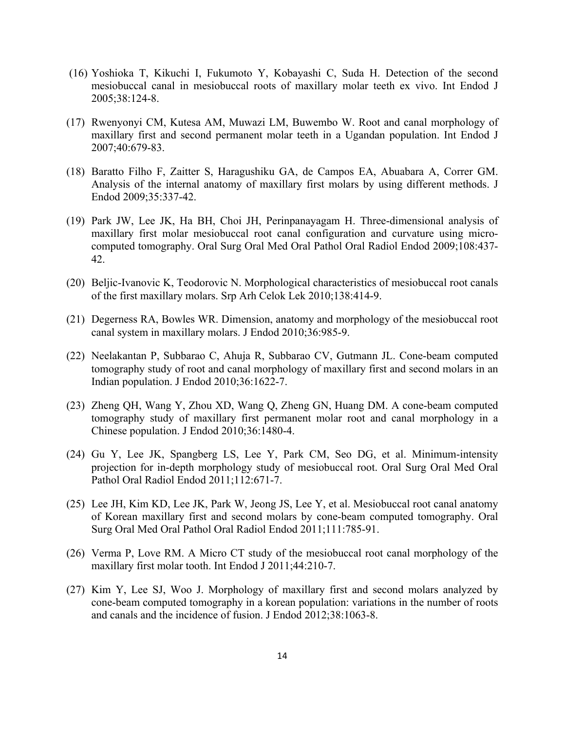(16) Yoshioka T, Kikuchi I, Fukumoto Y, Kobayashi C, Suda H. Detection of the second mesiobuccal canal in mesiobuccal roots of maxillary molar teeth ex vivo. Int Endod J 2005;38:124-8.

(17) Rwenyonyi CM, Kutesa AM, Muwazi LM, Buwembo W. Root and canal morphology of maxillary first and second permanent molar teeth in a Ugandan population. Int Endod J 2007;40:679-83.

(18) Baratto Filho F, Zaitter S, Haragushiku GA, de Campos EA, Abuabara A, Correr GM. Analysis of the internal anatomy of maxillary first molars by using different methods. J Endod 2009;35:337-42.

(19) Park JW, Lee JK, Ha BH, Choi JH, Perinpanayagam H. Three-dimensional analysis of maxillary first molar mesiobuccal root canal configuration and curvature using micro-computed tomography. Oral Surg Oral Med Oral Pathol Oral Radiol Endod 2009;108:437-42.

(20) Beljic-Ivanovic K, Teodorovic N. Morphological characteristics of mesiobuccal root canals of the first maxillary molars. Srp Arh Celok Lek 2010;138:414-9.

(21) Degerness RA, Bowles WR. Dimension, anatomy and morphology of the mesiobuccal root canal system in maxillary molars. J Endod 2010;36:985-9.

(22) Neelakantan P, Subbarao C, Ahuja R, Subbarao CV, Gutmann JL. Cone-beam computed tomography study of root and canal morphology of maxillary first and second molars in an Indian population. J Endod 2010;36:1622-7.

(23) Zheng QH, Wang Y, Zhou XD, Wang Q, Zheng GN, Huang DM. A cone-beam computed tomography study of maxillary first permanent molar root and canal morphology in a Chinese population. J Endod 2010;36:1480-4.

(24) Gu Y, Lee JK, Spangberg LS, Lee Y, Park CM, Seo DG, et al. Minimum-intensity projection for in-depth morphology study of mesiobuccal root. Oral Surg Oral Med Oral Pathol Oral Radiol Endod 2011;112:671-7.

(25) Lee JH, Kim KD, Lee JK, Park W, Jeong JS, Lee Y, et al. Mesiobuccal root canal anatomy of Korean maxillary first and second molars by cone-beam computed tomography. Oral Surg Oral Med Oral Pathol Oral Radiol Endod 2011;111:785-91.

(26) Verma P, Love RM. A Micro CT study of the mesiobuccal root canal morphology of the maxillary first molar tooth. Int Endod J 2011;44:210-7.

(27) Kim Y, Lee SJ, Woo J. Morphology of maxillary first and second molars analyzed by cone-beam computed tomography in a korean population: variations in the number of roots and canals and the incidence of fusion. J Endod 2012;38:1063-8.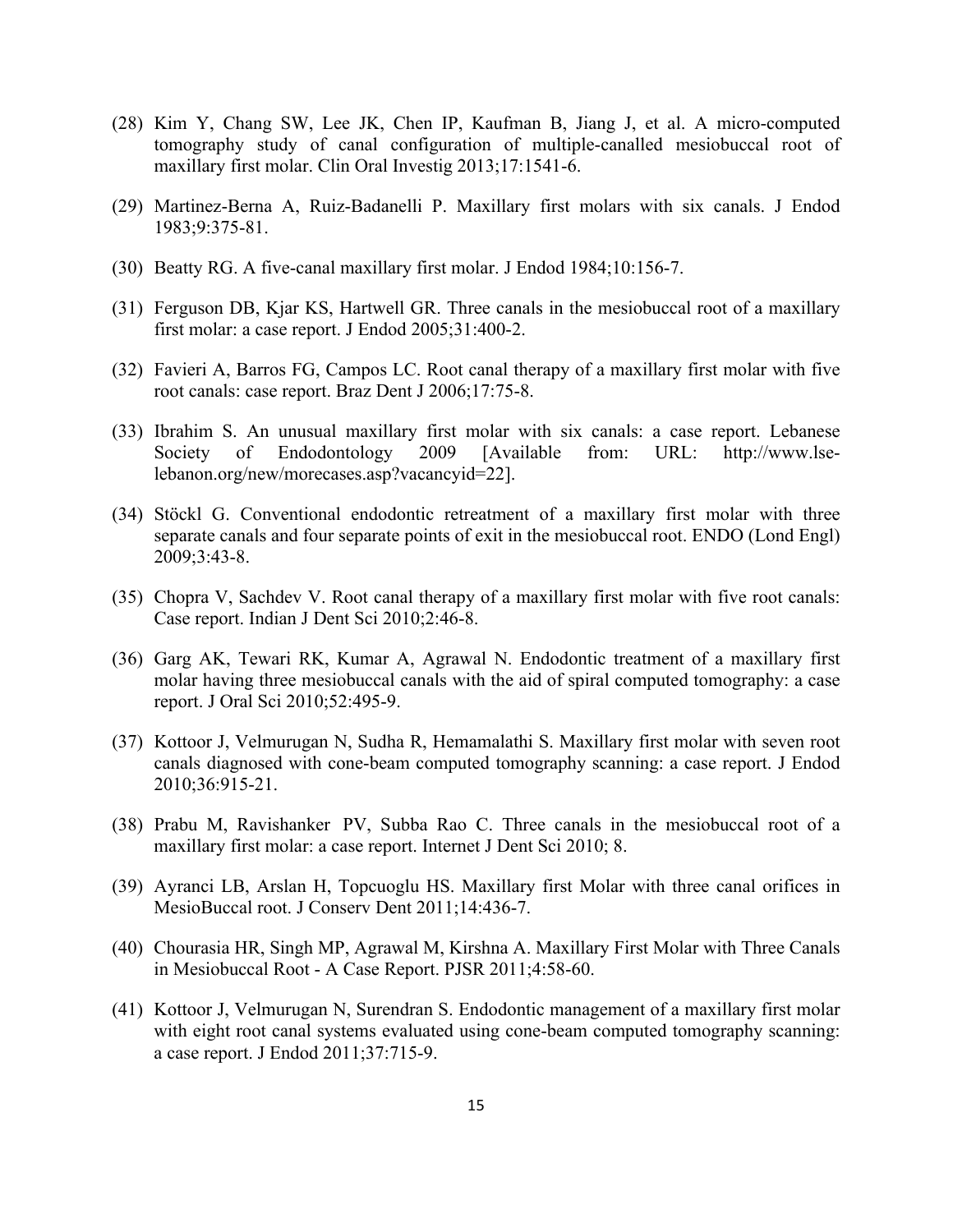(28) Kim Y, Chang SW, Lee JK, Chen IP, Kaufman B, Jiang J, et al. A micro-computed tomography study of canal configuration of multiple-canalled mesiobuccal root of maxillary first molar. Clin Oral Investig 2013;17:1541-6.

(29) Martinez-Berna A, Ruiz-Badanelli P. Maxillary first molars with six canals. J Endod 1983;9:375-81.

(30) Beatty RG. A five-canal maxillary first molar. J Endod 1984;10:156-7.

(31) Ferguson DB, Kjar KS, Hartwell GR. Three canals in the mesiobuccal root of a maxillary first molar: a case report. J Endod 2005;31:400-2.

(32) Favieri A, Barros FG, Campos LC. Root canal therapy of a maxillary first molar with five root canals: case report. Braz Dent J 2006;17:75-8.

(33) Ibrahim S. An unusual maxillary first molar with six canals: a case report. Lebanese Society of Endodontology 2009 [Available from: URL: http://www.lse-lebanon.org/new/morecases.asp?vacancyid=22].

(34) Stöckl G. Conventional endodontic retreatment of a maxillary first molar with three separate canals and four separate points of exit in the mesiobuccal root. ENDO (Lond Engl) 2009;3:43-8.

(35) Chopra V, Sachdev V. Root canal therapy of a maxillary first molar with five root canals: Case report. Indian J Dent Sci 2010;2:46-8.

(36) Garg AK, Tewari RK, Kumar A, Agrawal N. Endodontic treatment of a maxillary first molar having three mesiobuccal canals with the aid of spiral computed tomography: a case report. J Oral Sci 2010;52:495-9.

(37) Kottoor J, Velmurugan N, Sudha R, Hemamalathi S. Maxillary first molar with seven root canals diagnosed with cone-beam computed tomography scanning: a case report. J Endod 2010;36:915-21.

(38) Prabu M, Ravishanker PV, Subba Rao C. Three canals in the mesiobuccal root of a maxillary first molar: a case report. Internet J Dent Sci 2010; 8.

(39) Ayranci LB, Arslan H, Topcuoglu HS. Maxillary first Molar with three canal orifices in MesioBuccal root. J Conserv Dent 2011;14:436-7.

(40) Chourasia HR, Singh MP, Agrawal M, Kirshna A. Maxillary First Molar with Three Canals in Mesiobuccal Root - A Case Report. PJSR 2011;4:58-60.

(41) Kottoor J, Velmurugan N, Surendran S. Endodontic management of a maxillary first molar with eight root canal systems evaluated using cone-beam computed tomography scanning: a case report. J Endod 2011;37:715-9.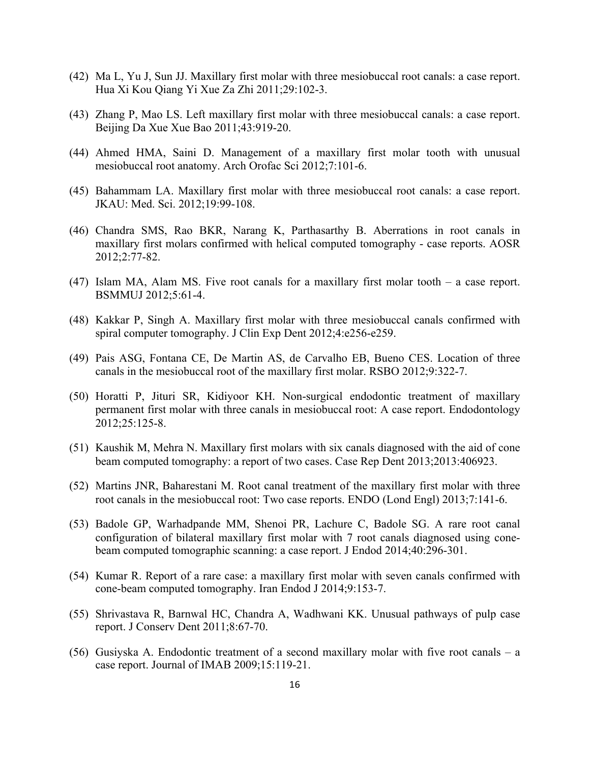(42) Ma L, Yu J, Sun JJ. Maxillary first molar with three mesiobuccal root canals: a case report. Hua Xi Kou Qiang Yi Xue Za Zhi 2011;29:102-3.

(43) Zhang P, Mao LS. Left maxillary first molar with three mesiobuccal canals: a case report. Beijing Da Xue Xue Bao 2011;43:919-20.

(44) Ahmed HMA, Saini D. Management of a maxillary first molar tooth with unusual mesiobuccal root anatomy. Arch Orofac Sci 2012;7:101-6.

(45) Bahammam LA. Maxillary first molar with three mesiobuccal root canals: a case report. JKAU: Med. Sci. 2012;19:99-108.

(46) Chandra SMS, Rao BKR, Narang K, Parthasarthy B. Aberrations in root canals in maxillary first molars confirmed with helical computed tomography - case reports. AOSR 2012;2:77-82.

(47) Islam MA, Alam MS. Five root canals for a maxillary first molar tooth – a case report. BSMMUJ 2012;5:61-4.

(48) Kakkar P, Singh A. Maxillary first molar with three mesiobuccal canals confirmed with spiral computer tomography. J Clin Exp Dent 2012;4:e256-e259.

(49) Pais ASG, Fontana CE, De Martin AS, de Carvalho EB, Bueno CES. Location of three canals in the mesiobuccal root of the maxillary first molar. RSBO 2012;9:322-7.

(50) Horatti P, Jituri SR, Kidiyoor KH. Non-surgical endodontic treatment of maxillary permanent first molar with three canals in mesiobuccal root: A case report. Endodontology 2012;25:125-8.

(51) Kaushik M, Mehra N. Maxillary first molars with six canals diagnosed with the aid of cone beam computed tomography: a report of two cases. Case Rep Dent 2013;2013:406923.

(52) Martins JNR, Baharestani M. Root canal treatment of the maxillary first molar with three root canals in the mesiobuccal root: Two case reports. ENDO (Lond Engl) 2013;7:141-6.

(53) Badole GP, Warhadpande MM, Shenoi PR, Lachure C, Badole SG. A rare root canal configuration of bilateral maxillary first molar with 7 root canals diagnosed using cone-beam computed tomographic scanning: a case report. J Endod 2014;40:296-301.

(54) Kumar R. Report of a rare case: a maxillary first molar with seven canals confirmed with cone-beam computed tomography. Iran Endod J 2014;9:153-7.

(55) Shrivastava R, Barnwal HC, Chandra A, Wadhwani KK. Unusual pathways of pulp case report. J Conserv Dent 2011;8:67-70.

(56) Gusiyska A. Endodontic treatment of a second maxillary molar with five root canals – a case report. Journal of IMAB 2009;15:119-21.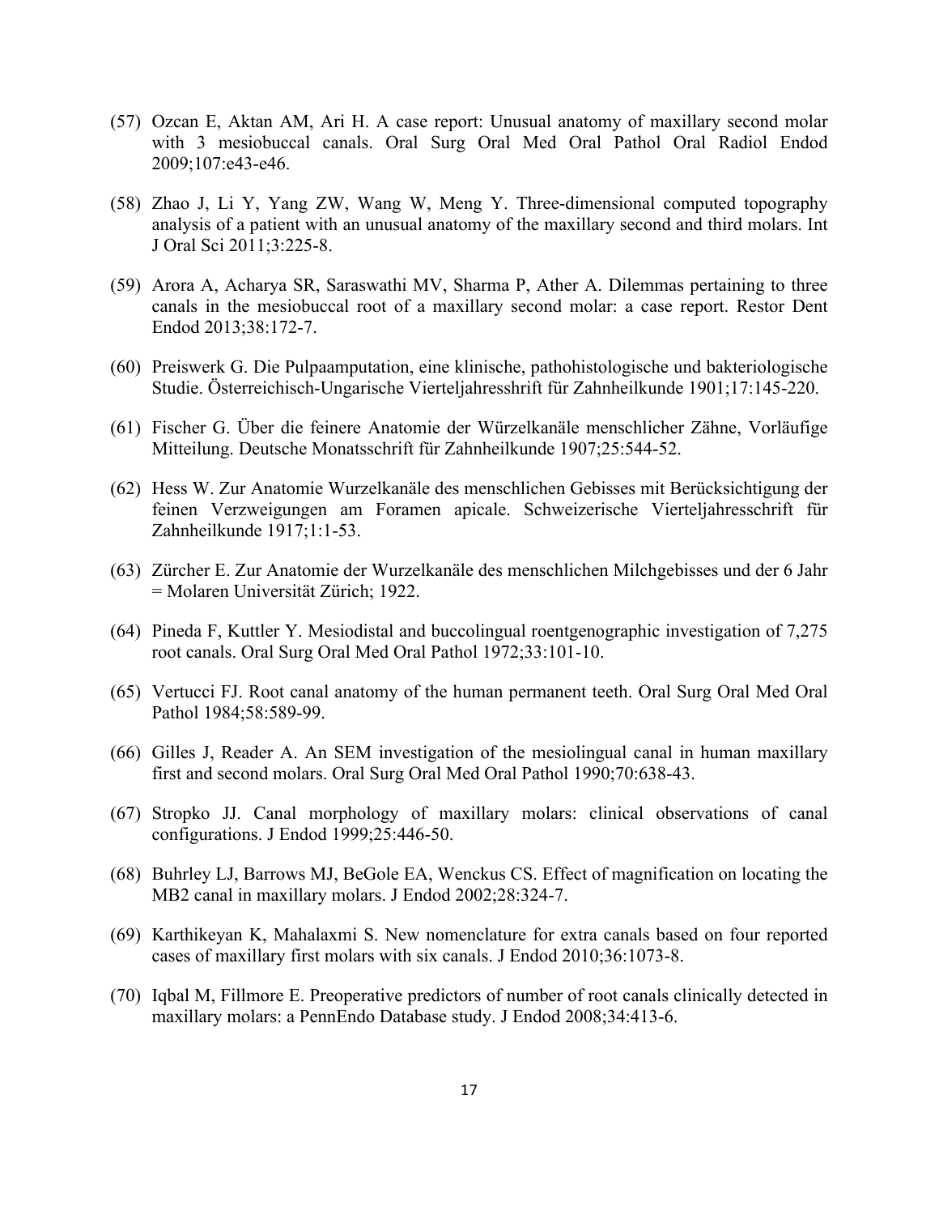(57) Ozcan E, Aktan AM, Ari H. A case report: Unusual anatomy of maxillary second molar with 3 mesiobuccal canals. Oral Surg Oral Med Oral Pathol Oral Radiol Endod 2009;107:e43-e46.

(58) Zhao J, Li Y, Yang ZW, Wang W, Meng Y. Three-dimensional computed topography analysis of a patient with an unusual anatomy of the maxillary second and third molars. Int J Oral Sci 2011;3:225-8.

(59) Arora A, Acharya SR, Saraswathi MV, Sharma P, Ather A. Dilemmas pertaining to three canals in the mesiobuccal root of a maxillary second molar: a case report. Restor Dent Endod 2013;38:172-7.

(60) Preiswerk G. Die Pulpaamputation, eine klinische, pathohistologische und bakteriologische Studie. Österreichisch-Ungarische Vierteljahresshrift für Zahnheilkunde 1901;17:145-220.

(61) Fischer G. Über die feinere Anatomie der Würzelkanäle menschlicher Zähne, Vorläufige Mitteilung. Deutsche Monatsschrift für Zahnheilkunde 1907;25:544-52.

(62) Hess W. Zur Anatomie Wurzelkanäle des menschlichen Gebisses mit Berücksichtigung der feinen Verzweigungen am Foramen apicale. Schweizerische Vierteljahresschrift für Zahnheilkunde 1917;1:1-53.

(63) Zürcher E. Zur Anatomie der Wurzelkanäle des menschlichen Milchgebisses und der 6 Jahr = Molaren Universität Zürich; 1922.

(64) Pineda F, Kuttler Y. Mesiodistal and buccolingual roentgenographic investigation of 7,275 root canals. Oral Surg Oral Med Oral Pathol 1972;33:101-10.

(65) Vertucci FJ. Root canal anatomy of the human permanent teeth. Oral Surg Oral Med Oral Pathol 1984;58:589-99.

(66) Gilles J, Reader A. An SEM investigation of the mesiolingual canal in human maxillary first and second molars. Oral Surg Oral Med Oral Pathol 1990;70:638-43.

(67) Stropko JJ. Canal morphology of maxillary molars: clinical observations of canal configurations. J Endod 1999;25:446-50.

(68) Buhrley LJ, Barrows MJ, BeGole EA, Wenckus CS. Effect of magnification on locating the MB2 canal in maxillary molars. J Endod 2002;28:324-7.

(69) Karthikeyan K, Mahalaxmi S. New nomenclature for extra canals based on four reported cases of maxillary first molars with six canals. J Endod 2010;36:1073-8.

(70) Iqbal M, Fillmore E. Preoperative predictors of number of root canals clinically detected in maxillary molars: a PennEndo Database study. J Endod 2008;34:413-6.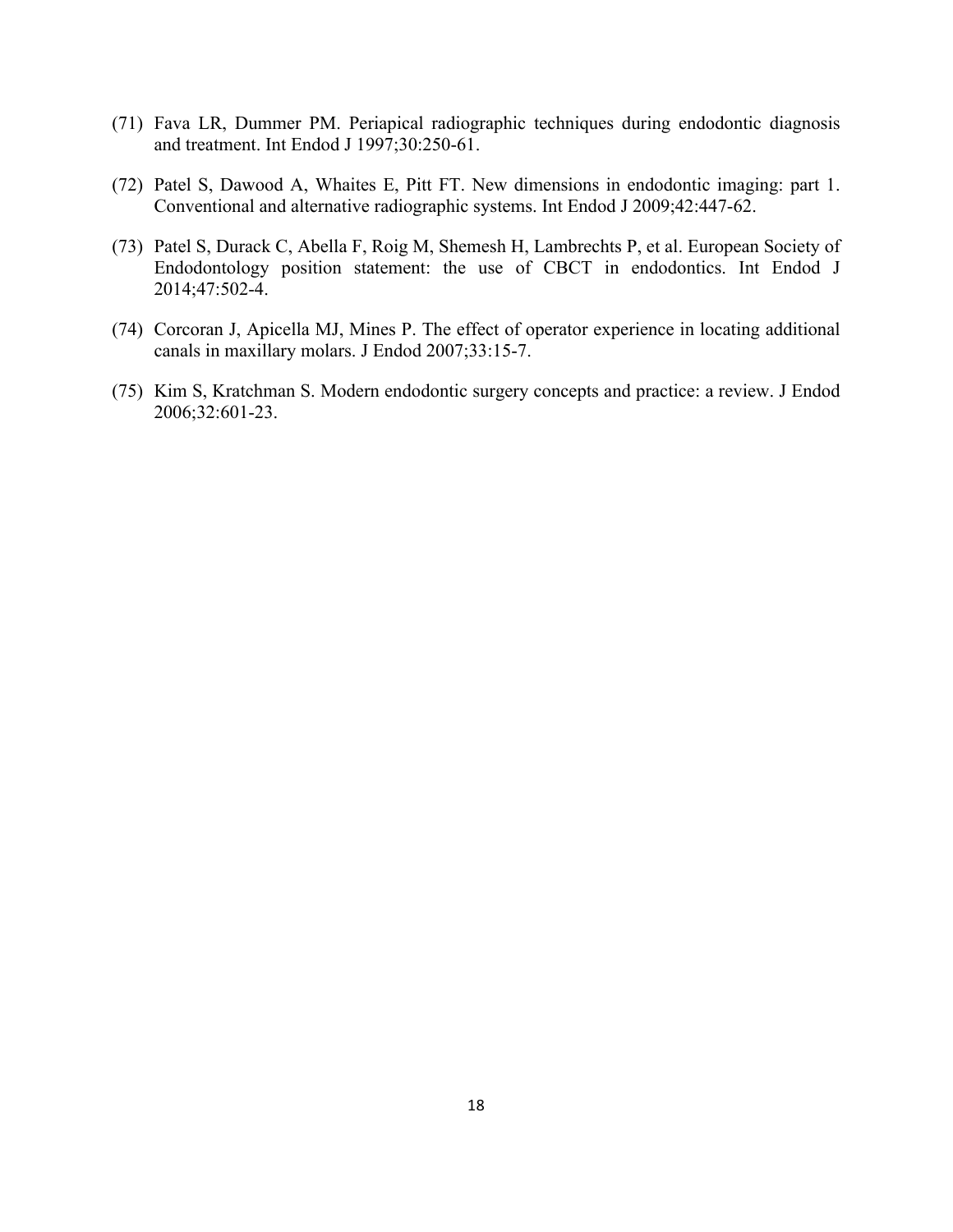(71) Fava LR, Dummer PM. Periapical radiographic techniques during endodontic diagnosis and treatment. Int Endod J 1997;30:250-61.

(72) Patel S, Dawood A, Whaites E, Pitt FT. New dimensions in endodontic imaging: part 1. Conventional and alternative radiographic systems. Int Endod J 2009;42:447-62.

(73) Patel S, Durack C, Abella F, Roig M, Shemesh H, Lambrechts P, et al. European Society of Endodontology position statement: the use of CBCT in endodontics. Int Endod J 2014;47:502-4.

(74) Corcoran J, Apicella MJ, Mines P. The effect of operator experience in locating additional canals in maxillary molars. J Endod 2007;33:15-7.

(75) Kim S, Kratchman S. Modern endodontic surgery concepts and practice: a review. J Endod 2006;32:601-23.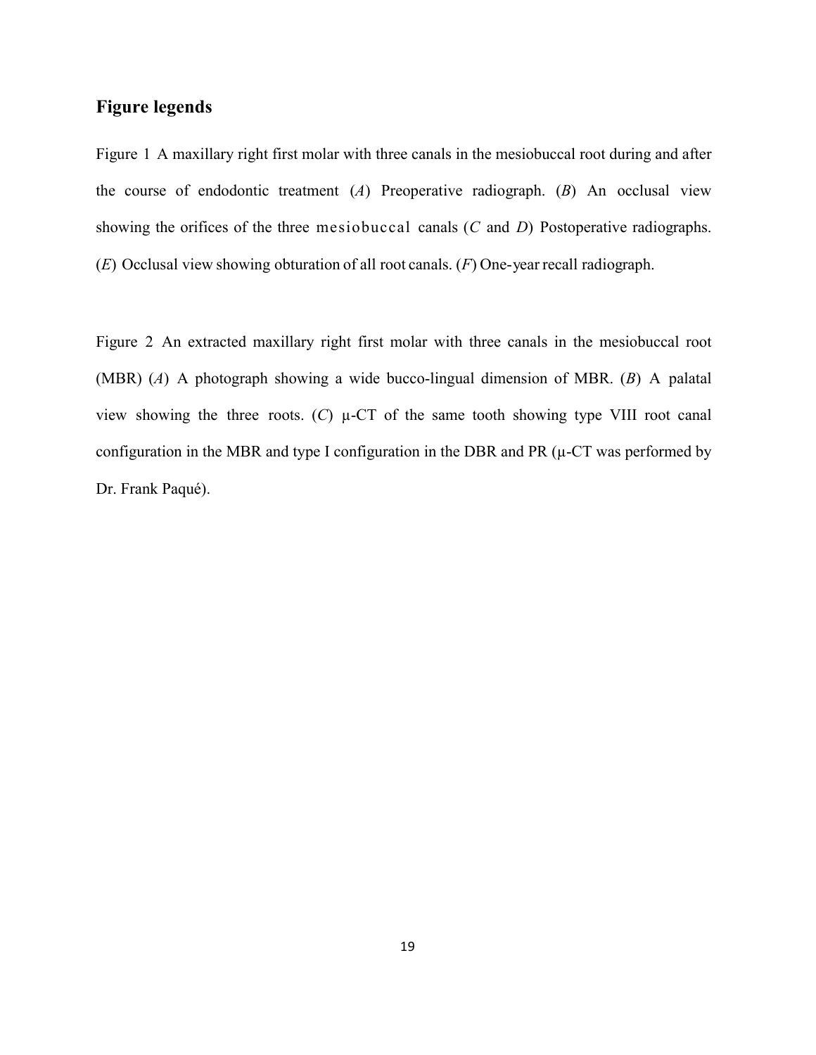## Figure legends

Figure 1 A maxillary right first molar with three canals in the mesiobuccal root during and after the course of endodontic treatment (*A*) Preoperative radiograph. (*B*) An occlusal view showing the orifices of the three mesiobuccal canals (*C* and *D*) Postoperative radiographs. (*E*) Occlusal view showing obturation of all root canals. (*F*) One-year recall radiograph.

Figure 2 An extracted maxillary right first molar with three canals in the mesiobuccal root (MBR) (*A*) A photograph showing a wide bucco-lingual dimension of MBR. (*B*) A palatal view showing the three roots. (*C*) μ-CT of the same tooth showing type VIII root canal configuration in the MBR and type I configuration in the DBR and PR (μ-CT was performed by Dr. Frank Paqué).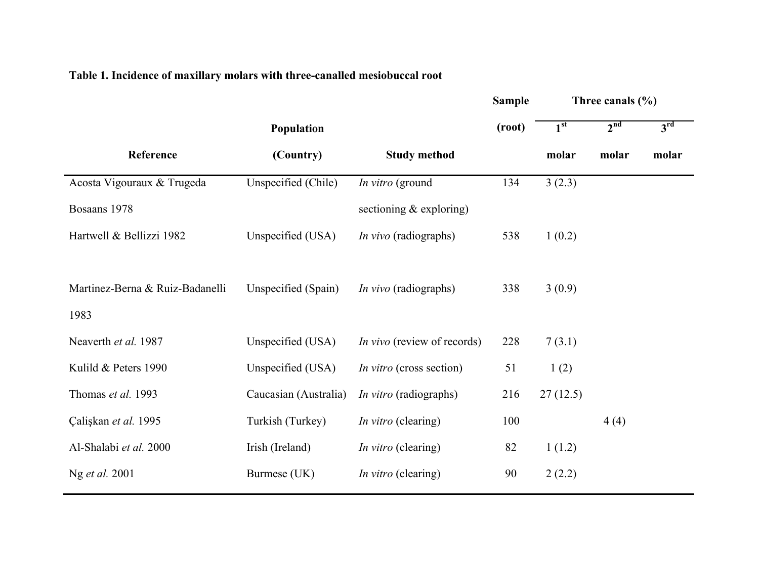**Table 1. Incidence of maxillary molars with three-canalled mesiobuccal root**

| Reference | Population (Country) | Study method | Sample (root) | Three canals (%) 1st molar | 2nd molar | 3rd molar |
|---|---|---|---|---|---|---|
| Acosta Vigouraux & Trugeda Bosaans 1978 | Unspecified (Chile) | *In vitro* (ground sectioning & exploring) | 134 | 3 (2.3) | | |
| Hartwell & Bellizzi 1982 | Unspecified (USA) | *In vivo* (radiographs) | 538 | 1 (0.2) | | |
| Martinez-Berna & Ruiz-Badanelli 1983 | Unspecified (Spain) | *In vivo* (radiographs) | 338 | 3 (0.9) | | |
| Neaverth *et al.* 1987 | Unspecified (USA) | *In vivo* (review of records) | 228 | 7 (3.1) | | |
| Kulild & Peters 1990 | Unspecified (USA) | *In vitro* (cross section) | 51 | 1 (2) | | |
| Thomas *et al.* 1993 | Caucasian (Australia) | *In vitro* (radiographs) | 216 | 27 (12.5) | | |
| Çalişkan *et al.* 1995 | Turkish (Turkey) | *In vitro* (clearing) | 100 | | 4 (4) | |
| Al-Shalabi *et al.* 2000 | Irish (Ireland) | *In vitro* (clearing) | 82 | 1 (1.2) | | |
| Ng *et al.* 2001 | Burmese (UK) | *In vitro* (clearing) | 90 | 2 (2.2) | | |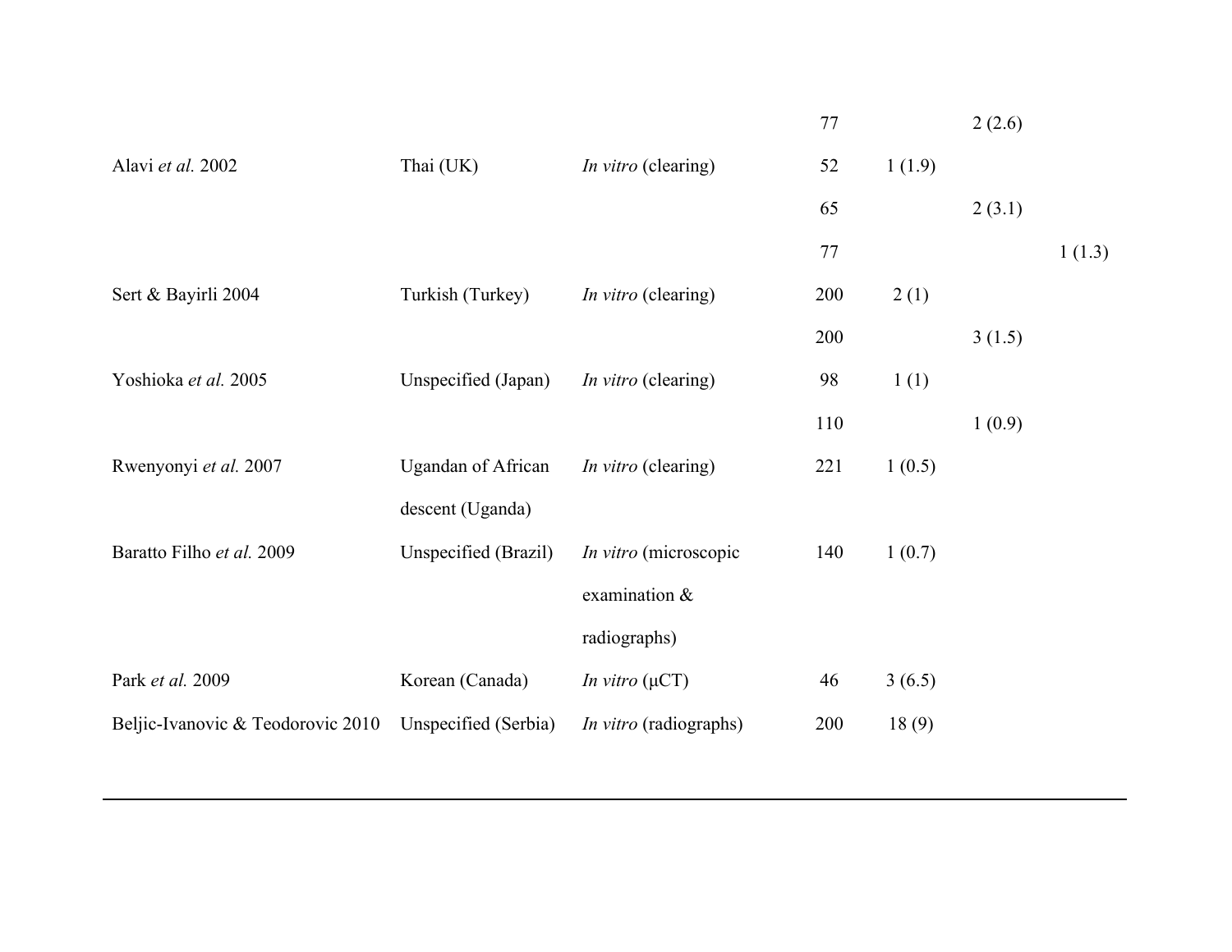| | | | | | | |
|---|---|---|---|---|---|---|
| | | | 77 | | 2 (2.6) | |
| Alavi *et al.* 2002 | Thai (UK) | *In vitro* (clearing) | 52 | 1 (1.9) | | |
| | | | 65 | | 2 (3.1) | |
| | | | 77 | | | 1 (1.3) |
| Sert & Bayirli 2004 | Turkish (Turkey) | *In vitro* (clearing) | 200 | 2 (1) | | |
| | | | 200 | | 3 (1.5) | |
| Yoshioka *et al.* 2005 | Unspecified (Japan) | *In vitro* (clearing) | 98 | 1 (1) | | |
| | | | 110 | | 1 (0.9) | |
| Rwenyonyi *et al.* 2007 | Ugandan of African descent (Uganda) | *In vitro* (clearing) | 221 | 1 (0.5) | | |
| Baratto Filho *et al.* 2009 | Unspecified (Brazil) | *In vitro* (microscopic examination & radiographs) | 140 | 1 (0.7) | | |
| Park *et al.* 2009 | Korean (Canada) | *In vitro* (μCT) | 46 | 3 (6.5) | | |
| Beljic-Ivanovic & Teodorovic 2010 | Unspecified (Serbia) | *In vitro* (radiographs) | 200 | 18 (9) | | |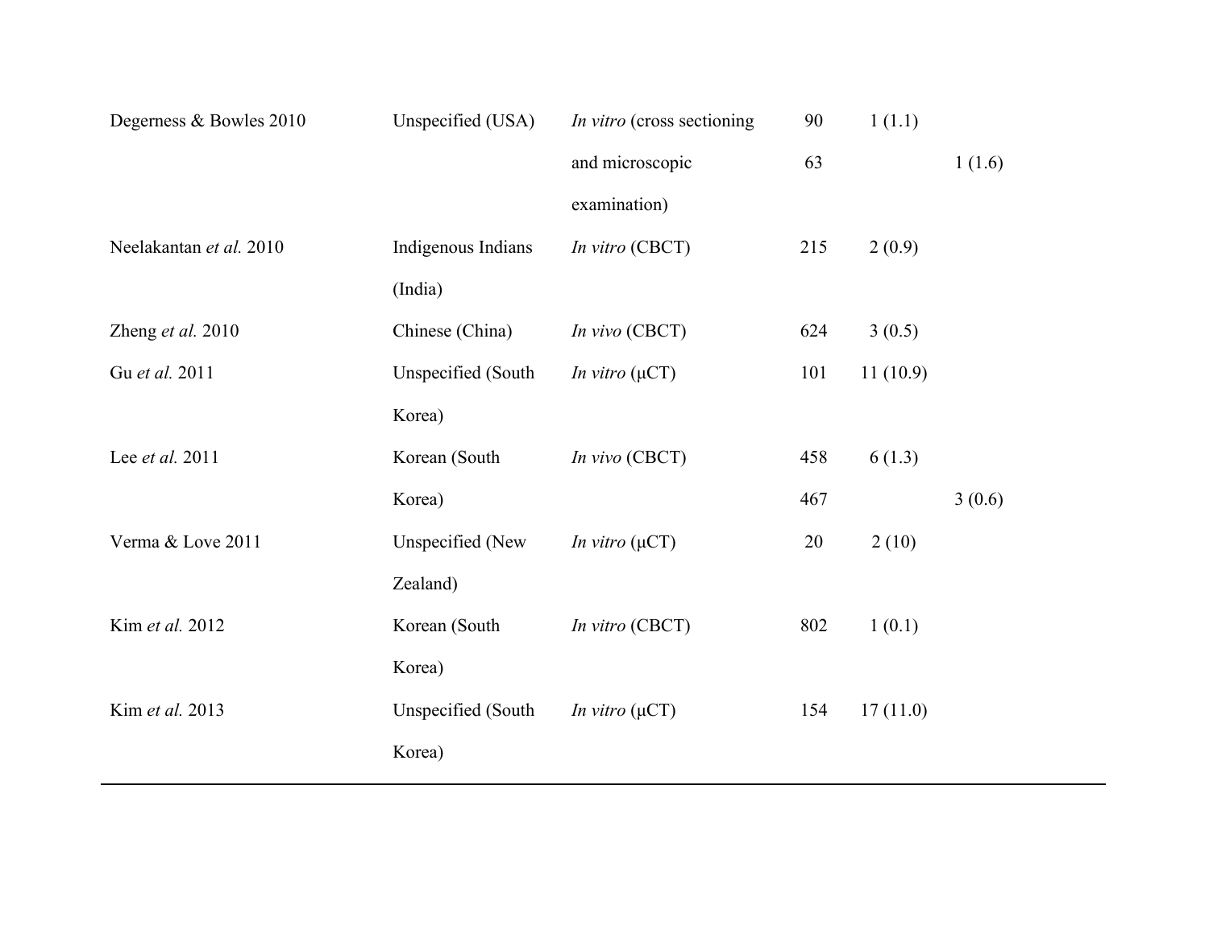| | | | | | |
|---|---|---|---|---|---|
| Degerness & Bowles 2010 | Unspecified (USA) | *In vitro* (cross sectioning and microscopic examination) | 90 | 1 (1.1) | |
| | | | 63 | | 1 (1.6) |
| Neelakantan *et al.* 2010 | Indigenous Indians (India) | *In vitro* (CBCT) | 215 | 2 (0.9) | |
| Zheng *et al.* 2010 | Chinese (China) | *In vivo* (CBCT) | 624 | 3 (0.5) | |
| Gu *et al.* 2011 | Unspecified (South Korea) | *In vitro* (μCT) | 101 | 11 (10.9) | |
| Lee *et al.* 2011 | Korean (South Korea) | *In vivo* (CBCT) | 458 | 6 (1.3) | |
| | | | 467 | | 3 (0.6) |
| Verma & Love 2011 | Unspecified (New Zealand) | *In vitro* (μCT) | 20 | 2 (10) | |
| Kim *et al.* 2012 | Korean (South Korea) | *In vitro* (CBCT) | 802 | 1 (0.1) | |
| Kim *et al.* 2013 | Unspecified (South Korea) | *In vitro* (μCT) | 154 | 17 (11.0) | |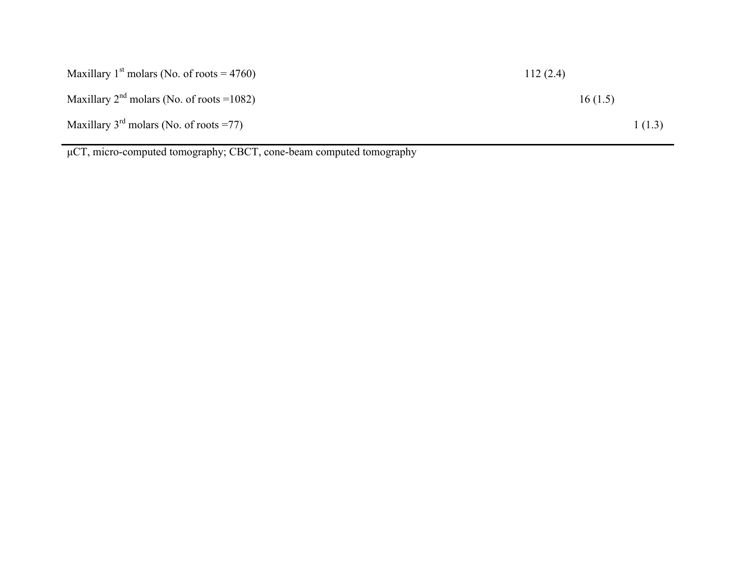| | | | |
|---|---|---|---|
| Maxillary 1st molars (No. of roots = 4760) | 112 (2.4) | | |
| Maxillary 2nd molars (No. of roots =1082) | | 16 (1.5) | |
| Maxillary 3rd molars (No. of roots =77) | | | 1 (1.3) |

μCT, micro-computed tomography; CBCT, cone-beam computed tomography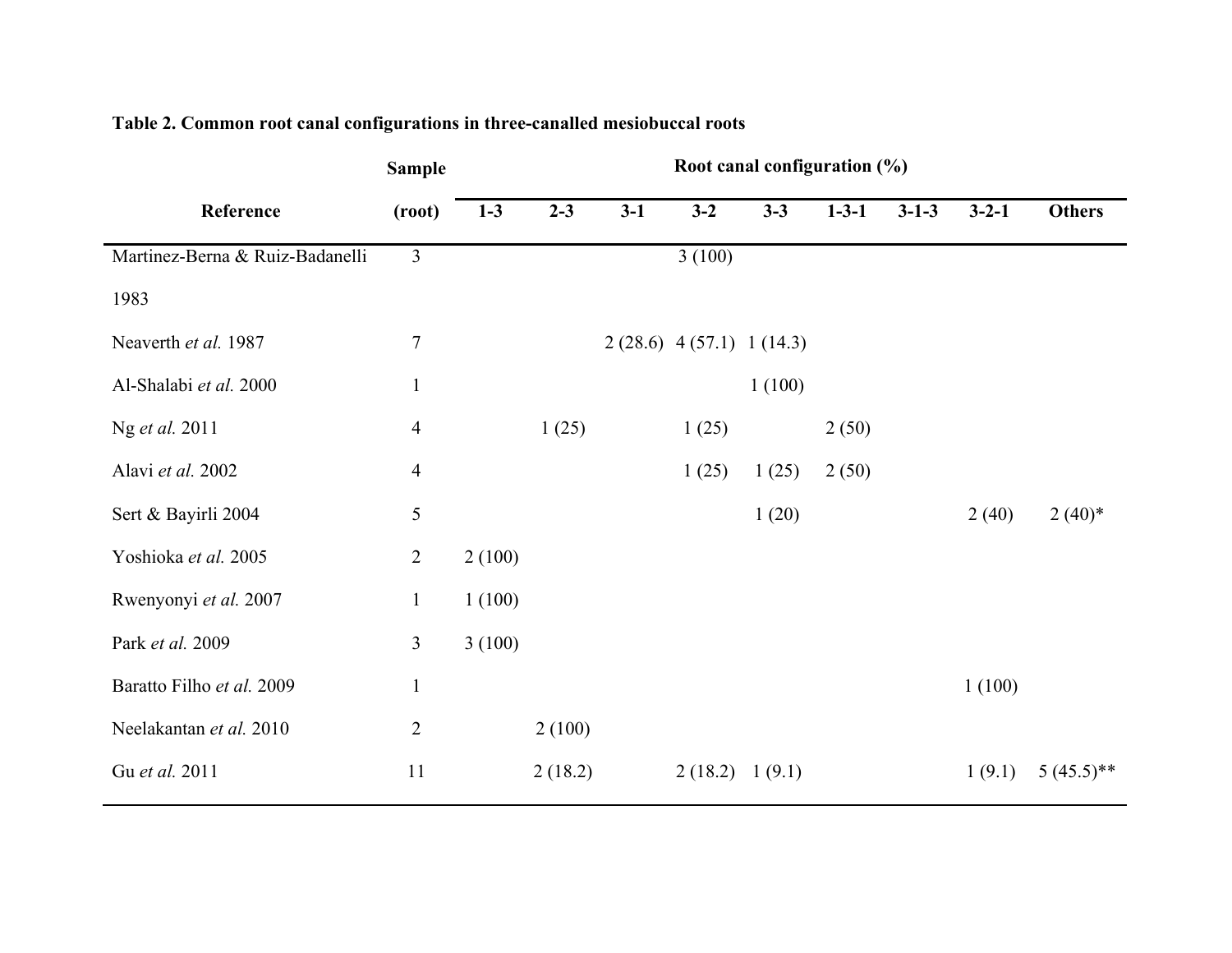**Table 2. Common root canal configurations in three-canalled mesiobuccal roots**

| Reference | Sample (root) | Root canal configuration (%) | | | | | | | | |
|---|---|---|---|---|---|---|---|---|---|---|
| | | 1-3 | 2-3 | 3-1 | 3-2 | 3-3 | 1-3-1 | 3-1-3 | 3-2-1 | Others |
| Martinez-Berna & Ruiz-Badanelli 1983 | 3 | | | | 3 (100) | | | | | |
| Neaverth *et al.* 1987 | 7 | | | 2 (28.6) | 4 (57.1) | 1 (14.3) | | | | |
| Al-Shalabi *et al.* 2000 | 1 | | | | | 1 (100) | | | | |
| Ng *et al.* 2011 | 4 | | 1 (25) | | 1 (25) | | 2 (50) | | | |
| Alavi *et al.* 2002 | 4 | | | | 1 (25) | 1 (25) | 2 (50) | | | |
| Sert & Bayirli 2004 | 5 | | | | | 1 (20) | | | 2 (40) | 2 (40)* |
| Yoshioka *et al.* 2005 | 2 | 2 (100) | | | | | | | | |
| Rwenyonyi *et al.* 2007 | 1 | 1 (100) | | | | | | | | |
| Park *et al.* 2009 | 3 | 3 (100) | | | | | | | | |
| Baratto Filho *et al.* 2009 | 1 | | | | | | | | 1 (100) | |
| Neelakantan *et al.* 2010 | 2 | | 2 (100) | | | | | | | |
| Gu *et al.* 2011 | 11 | | 2 (18.2) | | 2 (18.2) | 1 (9.1) | | | 1 (9.1) | 5 (45.5)** |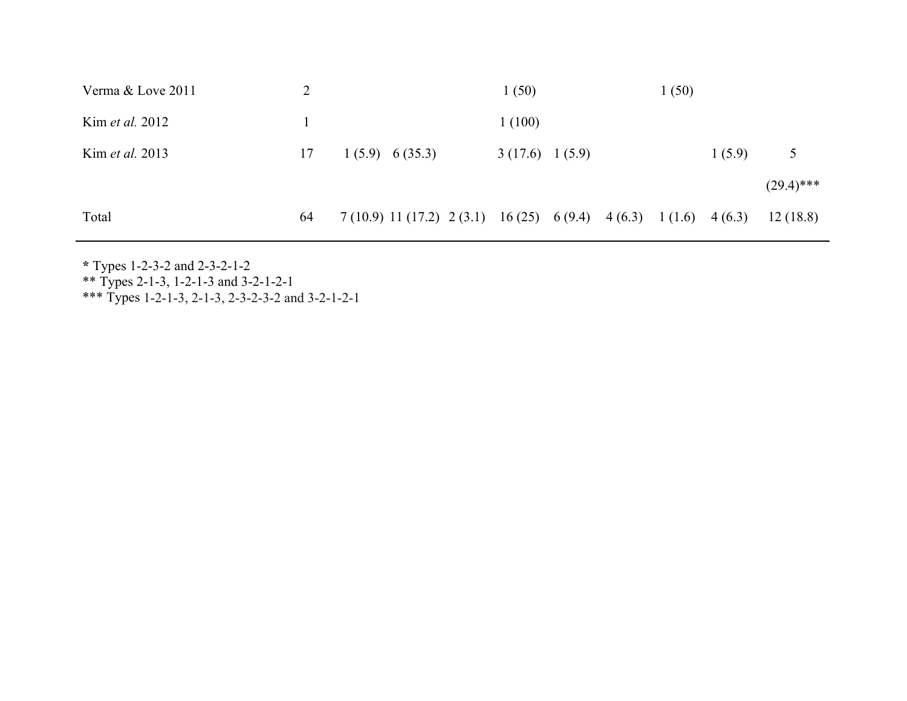| | | | | | | | | | | |
|---|---|---|---|---|---|---|---|---|---|---|
| Verma & Love 2011 | 2 | | | | 1 (50) | | | 1 (50) | | |
| Kim *et al.* 2012 | 1 | | | | 1 (100) | | | | | |
| Kim *et al.* 2013 | 17 | 1 (5.9) | 6 (35.3) | | 3 (17.6) | 1 (5.9) | | | 1 (5.9) | 5 (29.4)*** |
| Total | 64 | 7 (10.9) | 11 (17.2) | 2 (3.1) | 16 (25) | 6 (9.4) | 4 (6.3) | 1 (1.6) | 4 (6.3) | 12 (18.8) |

**\*** Types 1-2-3-2 and 2-3-2-1-2
** Types 2-1-3, 1-2-1-3 and 3-2-1-2-1
*** Types 1-2-1-3, 2-1-3, 2-3-2-3-2 and 3-2-1-2-1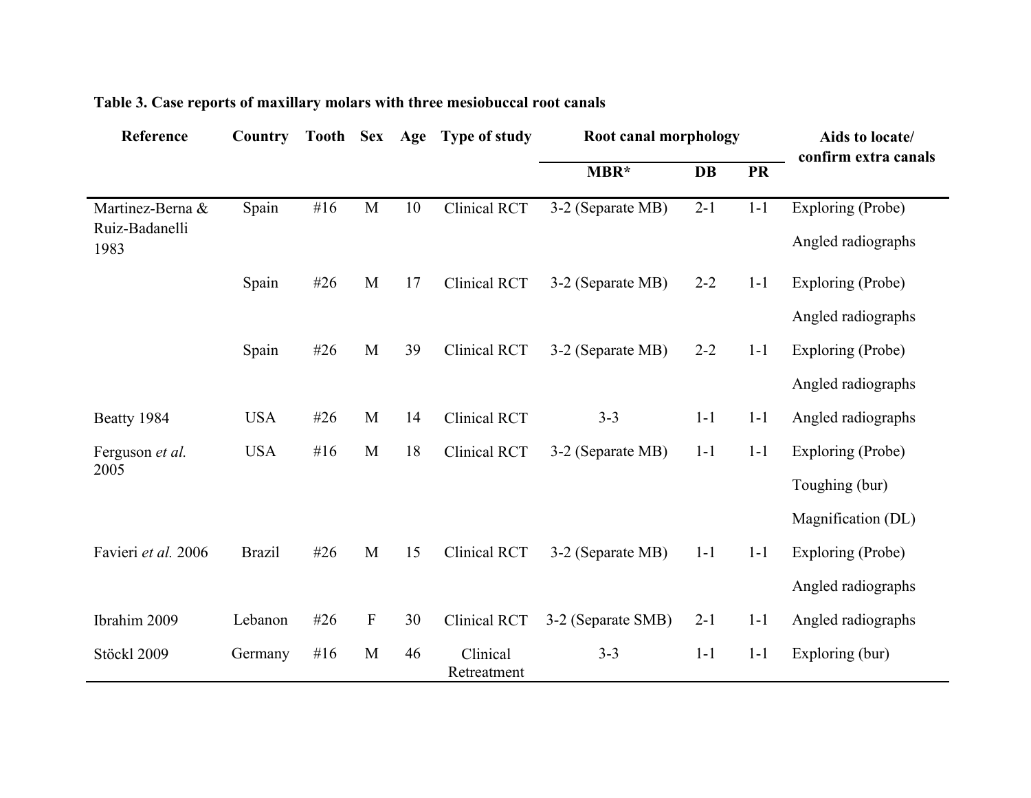**Table 3. Case reports of maxillary molars with three mesiobuccal root canals**

| Reference | Country | Tooth | Sex | Age | Type of study | Root canal morphology | | | Aids to locate/ confirm extra canals |
|---|---|---|---|---|---|---|---|---|---|
| | | | | | | MBR* | DB | PR | |
| Martinez-Berna & Ruiz-Badanelli 1983 | Spain | #16 | M | 10 | Clinical RCT | 3-2 (Separate MB) | 2-1 | 1-1 | Exploring (Probe) Angled radiographs |
| | Spain | #26 | M | 17 | Clinical RCT | 3-2 (Separate MB) | 2-2 | 1-1 | Exploring (Probe) Angled radiographs |
| | Spain | #26 | M | 39 | Clinical RCT | 3-2 (Separate MB) | 2-2 | 1-1 | Exploring (Probe) Angled radiographs |
| Beatty 1984 | USA | #26 | M | 14 | Clinical RCT | 3-3 | 1-1 | 1-1 | Angled radiographs |
| Ferguson *et al.* 2005 | USA | #16 | M | 18 | Clinical RCT | 3-2 (Separate MB) | 1-1 | 1-1 | Exploring (Probe) Toughing (bur) Magnification (DL) |
| Favieri *et al.* 2006 | Brazil | #26 | M | 15 | Clinical RCT | 3-2 (Separate MB) | 1-1 | 1-1 | Exploring (Probe) Angled radiographs |
| Ibrahim 2009 | Lebanon | #26 | F | 30 | Clinical RCT | 3-2 (Separate SMB) | 2-1 | 1-1 | Angled radiographs |
| Stöckl 2009 | Germany | #16 | M | 46 | Clinical Retreatment | 3-3 | 1-1 | 1-1 | Exploring (bur) |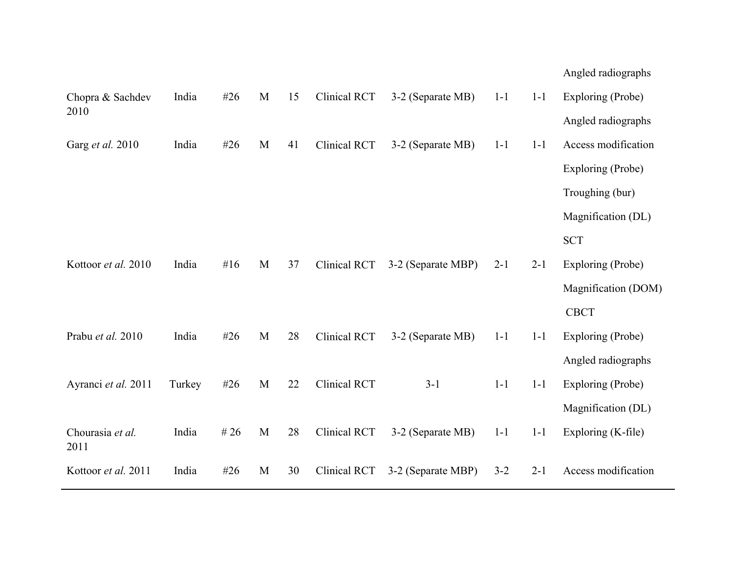| | | | | | | | | | |
|---|---|---|---|---|---|---|---|---|---|
| | | | | | | | | | Angled radiographs |
| Chopra & Sachdev 2010 | India | #26 | M | 15 | Clinical RCT | 3-2 (Separate MB) | 1-1 | 1-1 | Exploring (Probe) |
| | | | | | | | | | Angled radiographs |
| Garg *et al.* 2010 | India | #26 | M | 41 | Clinical RCT | 3-2 (Separate MB) | 1-1 | 1-1 | Access modification |
| | | | | | | | | | Exploring (Probe) |
| | | | | | | | | | Troughing (bur) |
| | | | | | | | | | Magnification (DL) |
| | | | | | | | | | SCT |
| Kottoor *et al.* 2010 | India | #16 | M | 37 | Clinical RCT | 3-2 (Separate MBP) | 2-1 | 2-1 | Exploring (Probe) |
| | | | | | | | | | Magnification (DOM) |
| | | | | | | | | | CBCT |
| Prabu *et al.* 2010 | India | #26 | M | 28 | Clinical RCT | 3-2 (Separate MB) | 1-1 | 1-1 | Exploring (Probe) |
| | | | | | | | | | Angled radiographs |
| Ayranci *et al.* 2011 | Turkey | #26 | M | 22 | Clinical RCT | 3-1 | 1-1 | 1-1 | Exploring (Probe) |
| | | | | | | | | | Magnification (DL) |
| Chourasia *et al.* 2011 | India | # 26 | M | 28 | Clinical RCT | 3-2 (Separate MB) | 1-1 | 1-1 | Exploring (K-file) |
| Kottoor *et al.* 2011 | India | #26 | M | 30 | Clinical RCT | 3-2 (Separate MBP) | 3-2 | 2-1 | Access modification |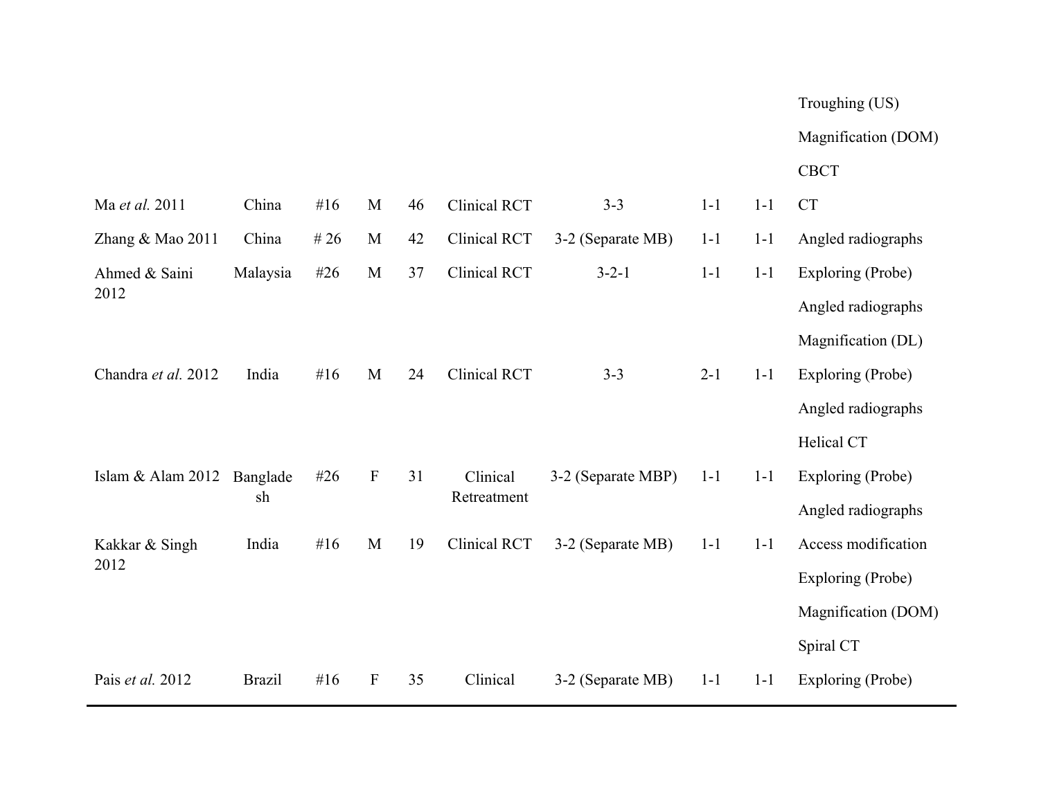| | | | | | | | | | |
|---|---|---|---|---|---|---|---|---|---|
| | | | | | | | | | Troughing (US) |
| | | | | | | | | | Magnification (DOM) |
| | | | | | | | | | CBCT |
| Ma *et al.* 2011 | China | #16 | M | 46 | Clinical RCT | 3-3 | 1-1 | 1-1 | CT |
| Zhang & Mao 2011 | China | # 26 | M | 42 | Clinical RCT | 3-2 (Separate MB) | 1-1 | 1-1 | Angled radiographs |
| Ahmed & Saini 2012 | Malaysia | #26 | M | 37 | Clinical RCT | 3-2-1 | 1-1 | 1-1 | Exploring (Probe) |
| | | | | | | | | | Angled radiographs |
| | | | | | | | | | Magnification (DL) |
| Chandra *et al.* 2012 | India | #16 | M | 24 | Clinical RCT | 3-3 | 2-1 | 1-1 | Exploring (Probe) |
| | | | | | | | | | Angled radiographs |
| | | | | | | | | | Helical CT |
| Islam & Alam 2012 | Bangladesh | #26 | F | 31 | Clinical Retreatment | 3-2 (Separate MBP) | 1-1 | 1-1 | Exploring (Probe) |
| | | | | | | | | | Angled radiographs |
| Kakkar & Singh 2012 | India | #16 | M | 19 | Clinical RCT | 3-2 (Separate MB) | 1-1 | 1-1 | Access modification |
| | | | | | | | | | Exploring (Probe) |
| | | | | | | | | | Magnification (DOM) |
| | | | | | | | | | Spiral CT |
| Pais *et al.* 2012 | Brazil | #16 | F | 35 | Clinical | 3-2 (Separate MB) | 1-1 | 1-1 | Exploring (Probe) |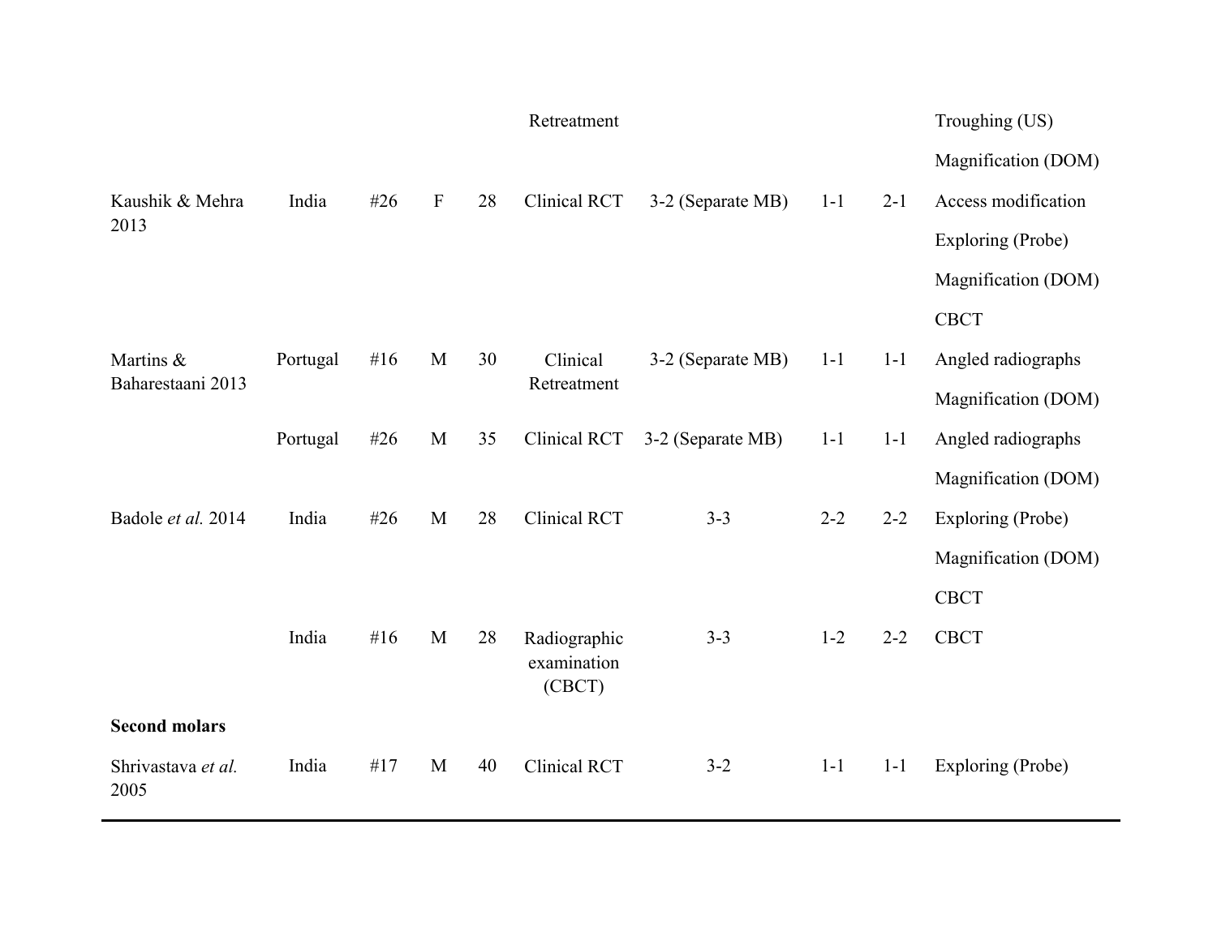| | | | | | | | | | |
|---|---|---|---|---|---|---|---|---|---|
| | | | | | Retreatment | | | | Troughing (US) |
| | | | | | | | | | Magnification (DOM) |
| Kaushik & Mehra 2013 | India | #26 | F | 28 | Clinical RCT | 3-2 (Separate MB) | 1-1 | 2-1 | Access modification |
| | | | | | | | | | Exploring (Probe) |
| | | | | | | | | | Magnification (DOM) |
| | | | | | | | | | CBCT |
| Martins & Baharestaani 2013 | Portugal | #16 | M | 30 | Clinical Retreatment | 3-2 (Separate MB) | 1-1 | 1-1 | Angled radiographs |
| | | | | | | | | | Magnification (DOM) |
| | Portugal | #26 | M | 35 | Clinical RCT | 3-2 (Separate MB) | 1-1 | 1-1 | Angled radiographs |
| | | | | | | | | | Magnification (DOM) |
| Badole *et al.* 2014 | India | #26 | M | 28 | Clinical RCT | 3-3 | 2-2 | 2-2 | Exploring (Probe) |
| | | | | | | | | | Magnification (DOM) |
| | | | | | | | | | CBCT |
| | India | #16 | M | 28 | Radiographic examination (CBCT) | 3-3 | 1-2 | 2-2 | CBCT |
| **Second molars** | | | | | | | | | |
| Shrivastava *et al.* 2005 | India | #17 | M | 40 | Clinical RCT | 3-2 | 1-1 | 1-1 | Exploring (Probe) |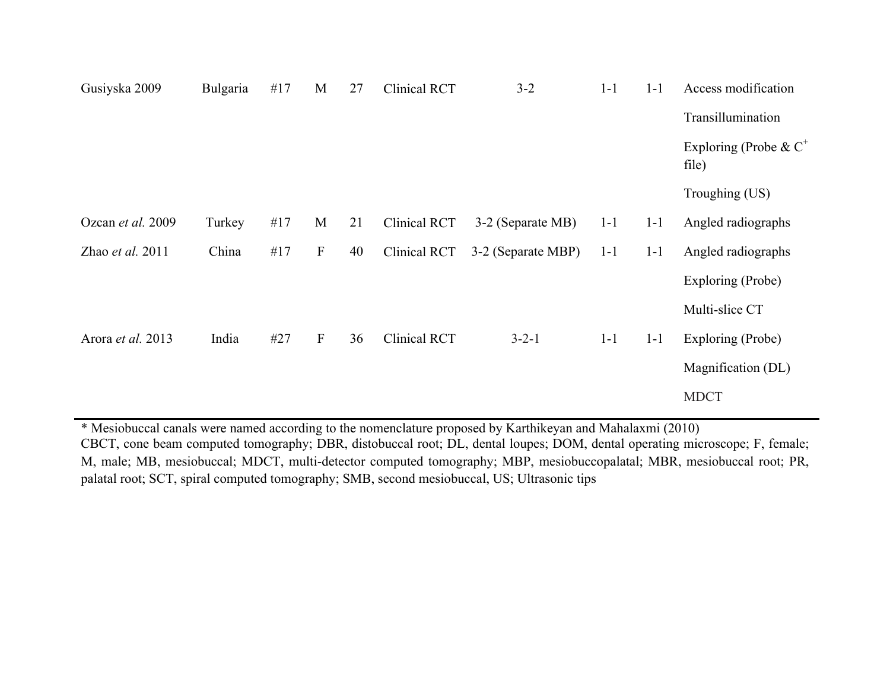| | | | | | | | | | |
|---|---|---|---|---|---|---|---|---|---|
| Gusiyska 2009 | Bulgaria | #17 | M | 27 | Clinical RCT | 3-2 | 1-1 | 1-1 | Access modification |
| | | | | | | | | | Transillumination |
| | | | | | | | | | Exploring (Probe & $C^+$ file) |
| | | | | | | | | | Troughing (US) |
| Ozcan *et al.* 2009 | Turkey | #17 | M | 21 | Clinical RCT | 3-2 (Separate MB) | 1-1 | 1-1 | Angled radiographs |
| Zhao *et al.* 2011 | China | #17 | F | 40 | Clinical RCT | 3-2 (Separate MBP) | 1-1 | 1-1 | Angled radiographs |
| | | | | | | | | | Exploring (Probe) |
| | | | | | | | | | Multi-slice CT |
| Arora *et al.* 2013 | India | #27 | F | 36 | Clinical RCT | 3-2-1 | 1-1 | 1-1 | Exploring (Probe) |
| | | | | | | | | | Magnification (DL) |
| | | | | | | | | | MDCT |

* Mesiobuccal canals were named according to the nomenclature proposed by Karthikeyan and Mahalaxmi (2010)

CBCT, cone beam computed tomography; DBR, distobuccal root; DL, dental loupes; DOM, dental operating microscope; F, female; M, male; MB, mesiobuccal; MDCT, multi-detector computed tomography; MBP, mesiobuccopalatal; MBR, mesiobuccal root; PR, palatal root; SCT, spiral computed tomography; SMB, second mesiobuccal, US; Ultrasonic tips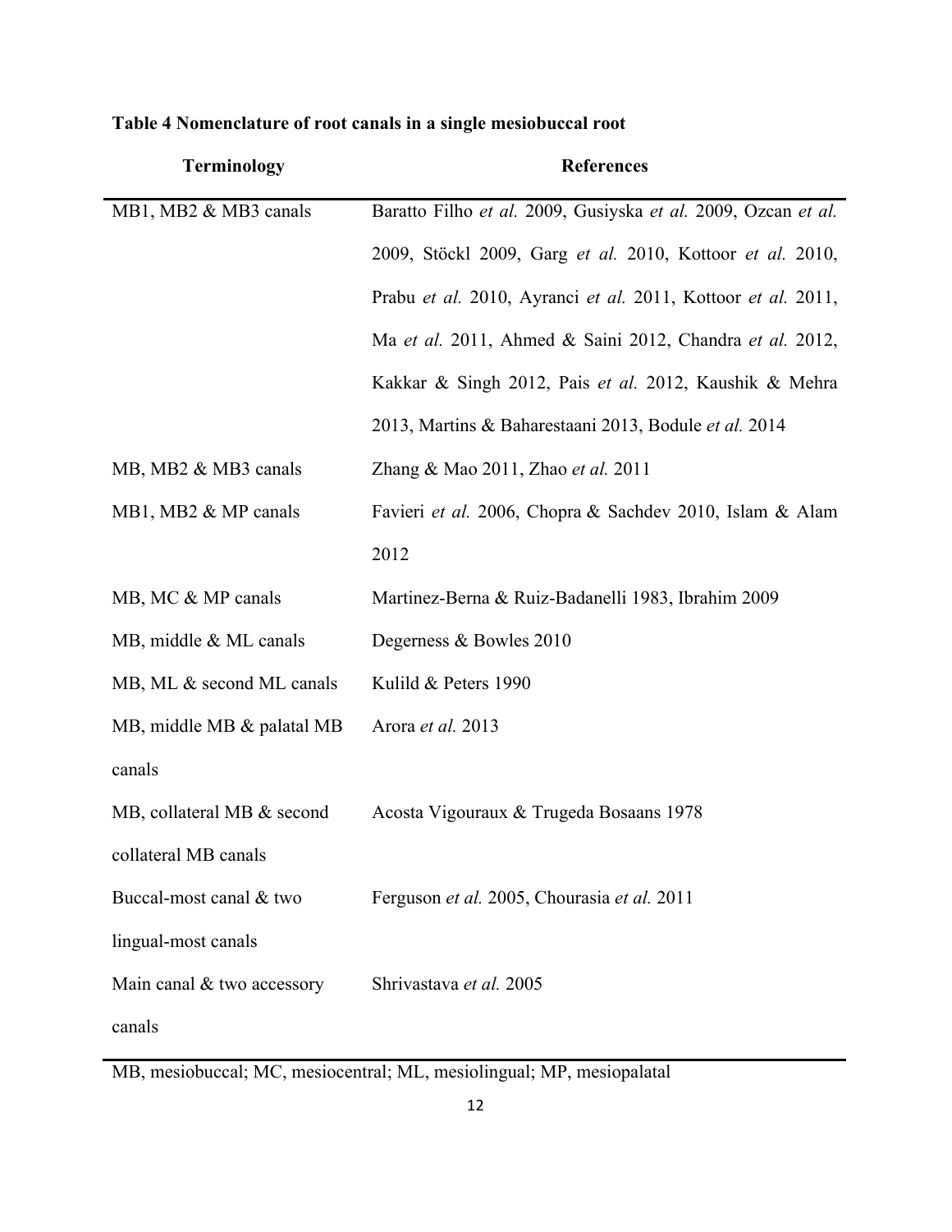**Table 4 Nomenclature of root canals in a single mesiobuccal root**

| Terminology | References |
|---|---|
| MB1, MB2 & MB3 canals | Baratto Filho *et al.* 2009, Gusiyska *et al.* 2009, Ozcan *et al.* 2009, Stöckl 2009, Garg *et al.* 2010, Kottoor *et al.* 2010, Prabu *et al.* 2010, Ayranci *et al.* 2011, Kottoor *et al.* 2011, Ma *et al.* 2011, Ahmed & Saini 2012, Chandra *et al.* 2012, Kakkar & Singh 2012, Pais *et al.* 2012, Kaushik & Mehra 2013, Martins & Baharestaani 2013, Bodule *et al.* 2014 |
| MB, MB2 & MB3 canals | Zhang & Mao 2011, Zhao *et al.* 2011 |
| MB1, MB2 & MP canals | Favieri *et al.* 2006, Chopra & Sachdev 2010, Islam & Alam 2012 |
| MB, MC & MP canals | Martinez-Berna & Ruiz-Badanelli 1983, Ibrahim 2009 |
| MB, middle & ML canals | Degerness & Bowles 2010 |
| MB, ML & second ML canals | Kulild & Peters 1990 |
| MB, middle MB & palatal MB canals | Arora *et al.* 2013 |
| MB, collateral MB & second collateral MB canals | Acosta Vigouraux & Trugeda Bosaans 1978 |
| Buccal-most canal & two lingual-most canals | Ferguson *et al.* 2005, Chourasia *et al.* 2011 |
| Main canal & two accessory canals | Shrivastava *et al.* 2005 |

MB, mesiobuccal; MC, mesiocentral; ML, mesiolingual; MP, mesiopalatal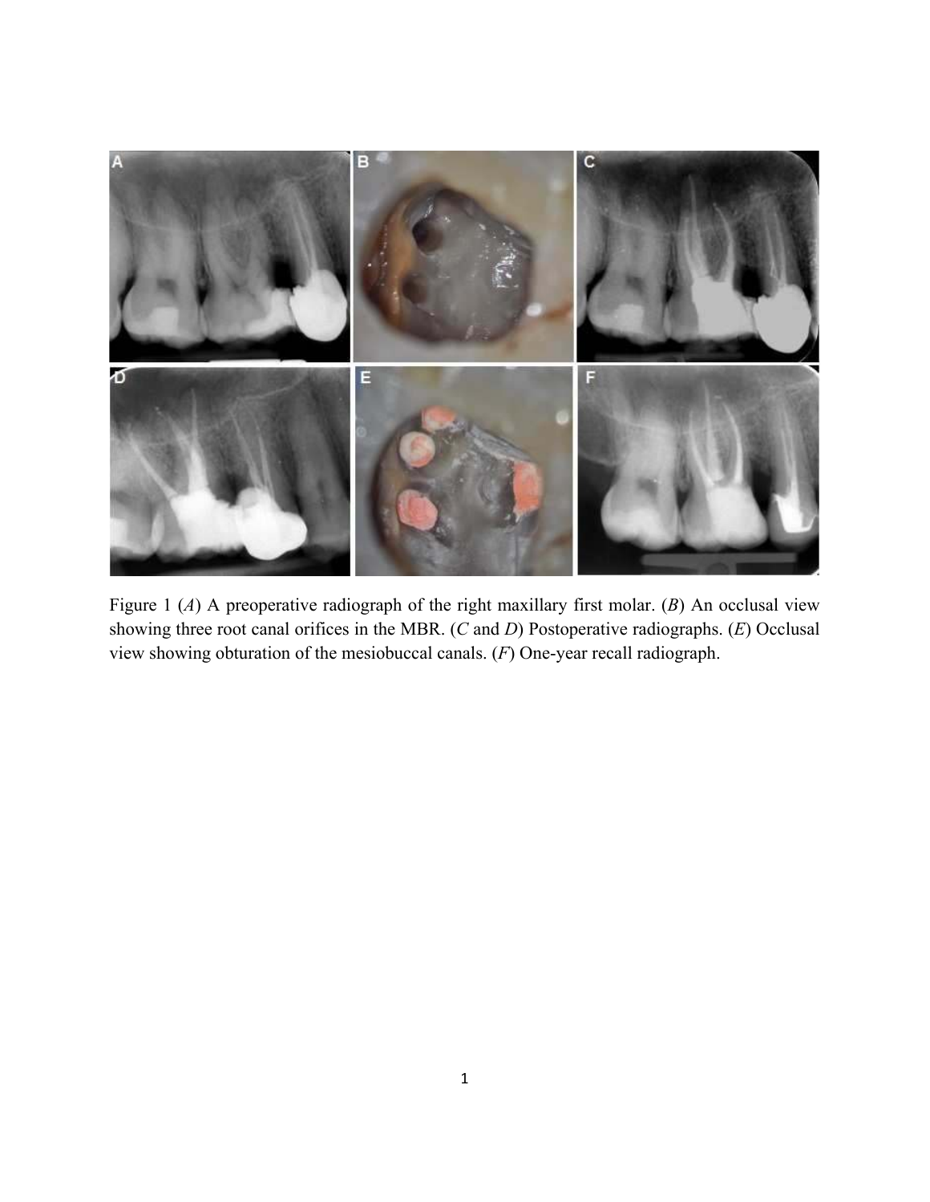Figure 1 (*A*) A preoperative radiograph of the right maxillary first molar. (*B*) An occlusal view showing three root canal orifices in the MBR. (*C* and *D*) Postoperative radiographs. (*E*) Occlusal view showing obturation of the mesiobuccal canals. (*F*) One-year recall radiograph.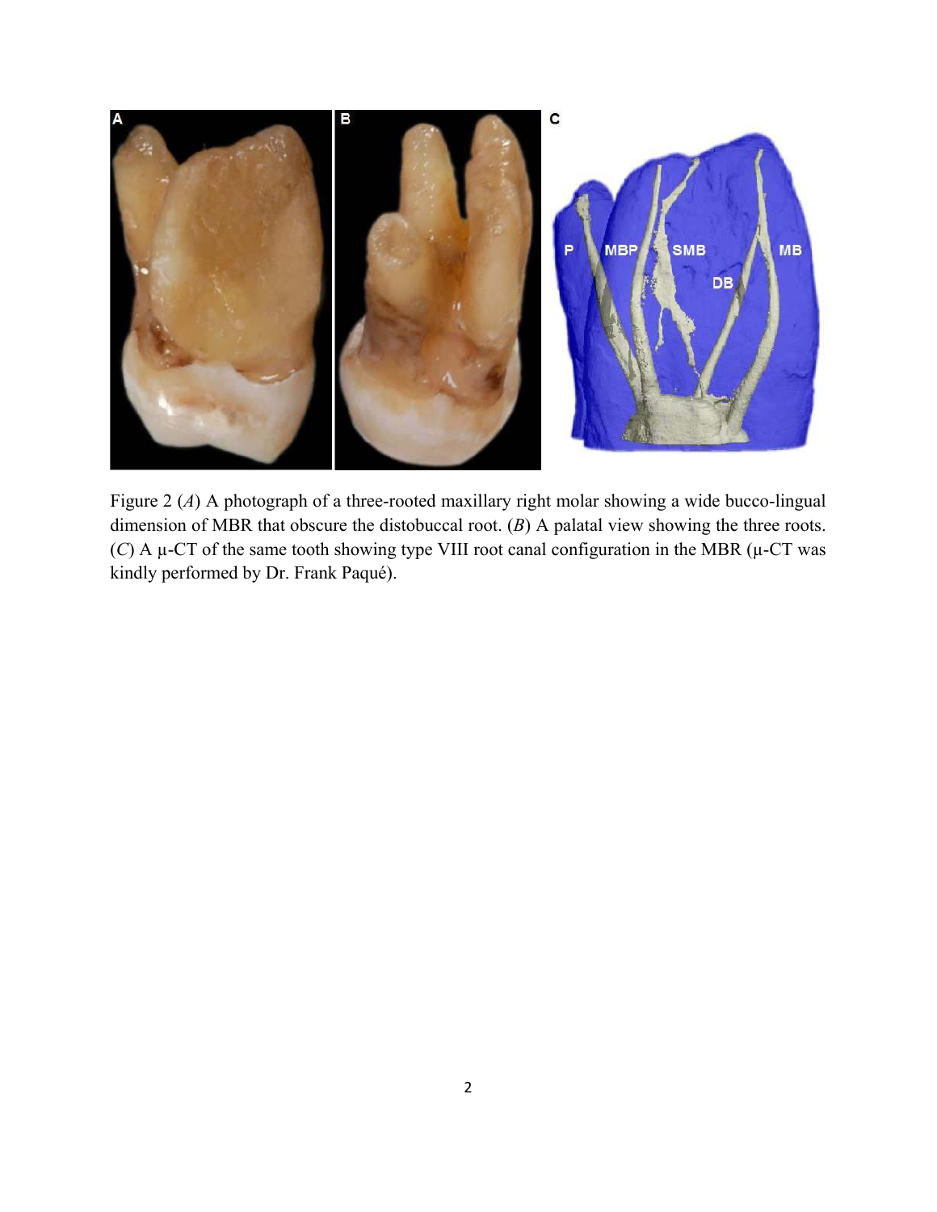A

B

C

P MBP SMB MB DB

Figure 2 (*A*) A photograph of a three-rooted maxillary right molar showing a wide bucco-lingual dimension of MBR that obscure the distobuccal root. (*B*) A palatal view showing the three roots. (*C*) A µ-CT of the same tooth showing type VIII root canal configuration in the MBR (µ-CT was kindly performed by Dr. Frank Paqué).